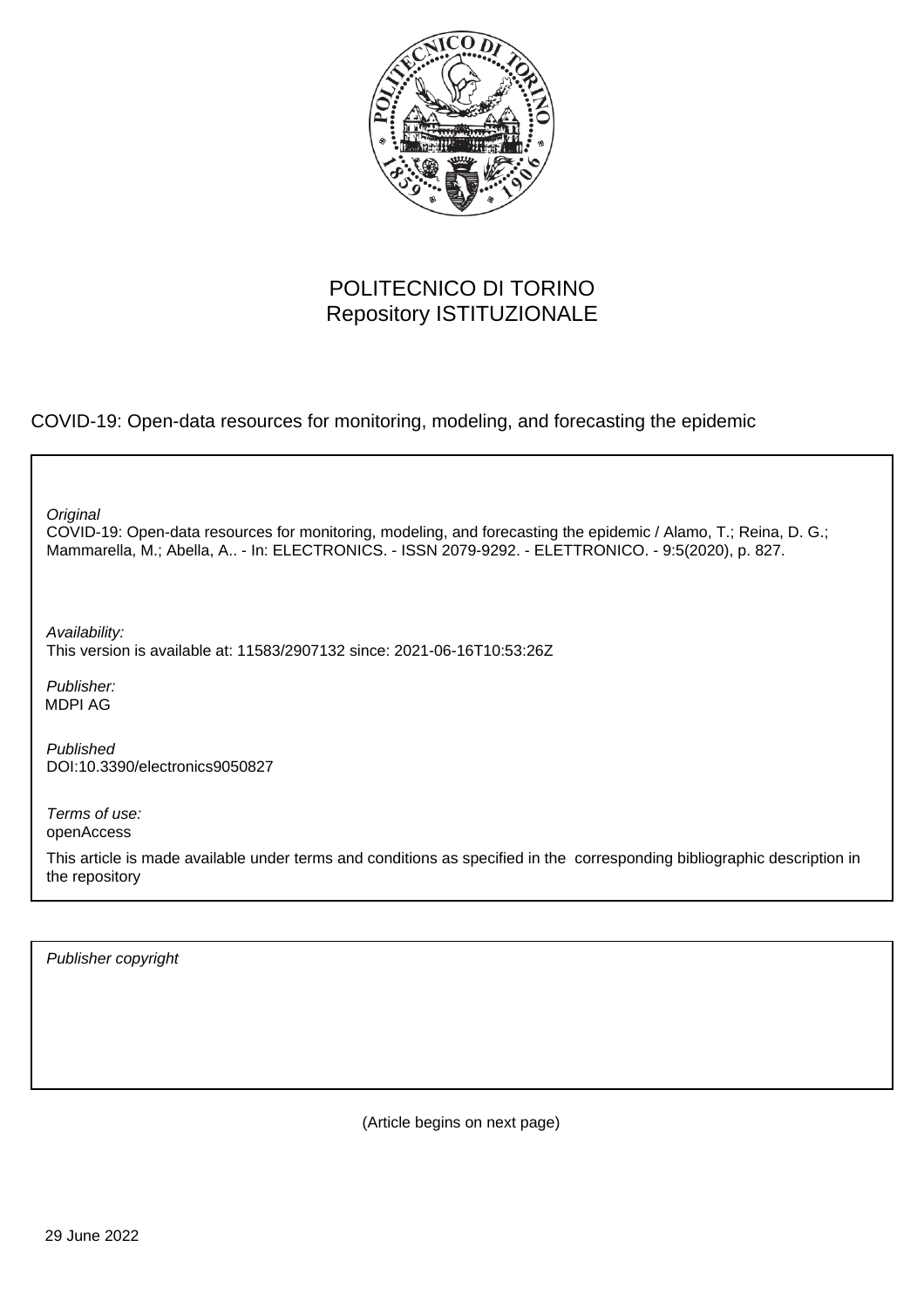POLITECNICO DI TORINO
Repository ISTITUZIONALE

COVID-19: Open-data resources for monitoring, modeling, and forecasting the epidemic

*Original*
COVID-19: Open-data resources for monitoring, modeling, and forecasting the epidemic / Alamo, T.; Reina, D. G.; Mammarella, M.; Abella, A.. - In: ELECTRONICS. - ISSN 2079-9292. - ELETTRONICO. - 9:5(2020), p. 827.

*Availability:*
This version is available at: 11583/2907132 since: 2021-06-16T10:53:26Z

*Publisher:*
MDPI AG

*Published*
DOI:10.3390/electronics9050827

*Terms of use:*
openAccess

This article is made available under terms and conditions as specified in the corresponding bibliographic description in the repository

*Publisher copyright*

(Article begins on next page)

29 June 2022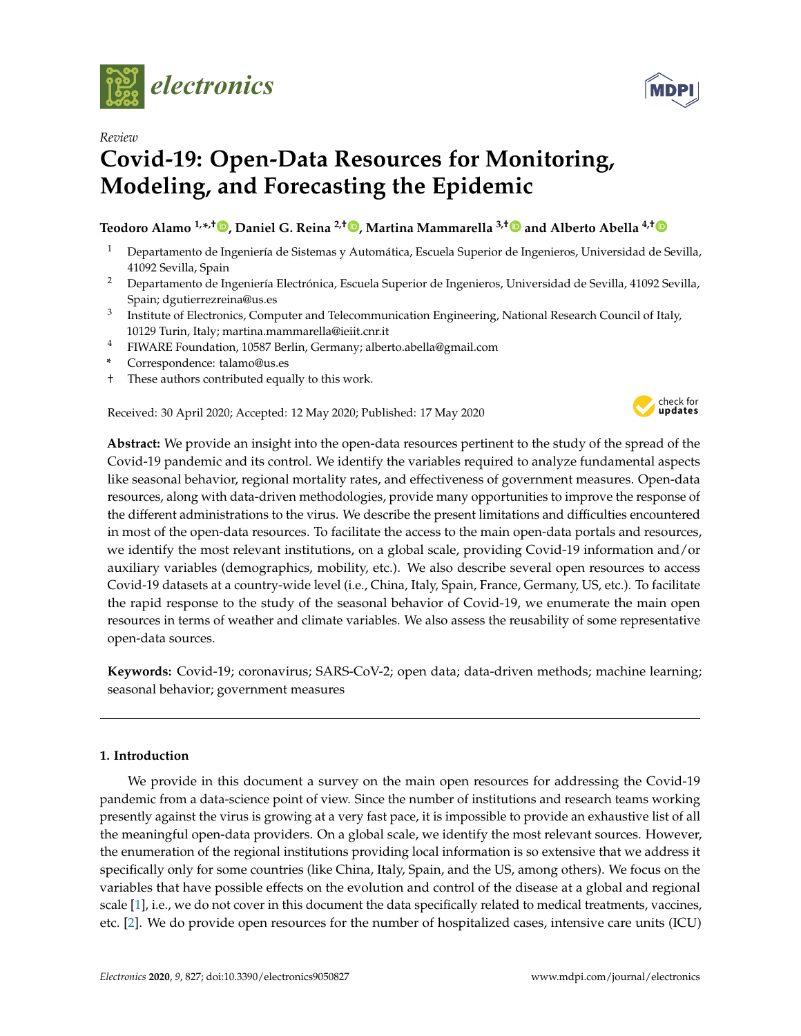# electronics

*Review*

# Covid-19: Open-Data Resources for Monitoring, Modeling, and Forecasting the Epidemic

**Teodoro Alamo [1,*,†], Daniel G. Reina [2,†], Martina Mammarella [3,†] and Alberto Abella [4,†]**

1. Departamento de Ingeniería de Sistemas y Automática, Escuela Superior de Ingenieros, Universidad de Sevilla, 41092 Sevilla, Spain
2. Departamento de Ingeniería Electrónica, Escuela Superior de Ingenieros, Universidad de Sevilla, 41092 Sevilla, Spain; dgutierrezreina@us.es
3. Institute of Electronics, Computer and Telecommunication Engineering, National Research Council of Italy, 10129 Turin, Italy; martina.mammarella@ieiit.cnr.it
4. FIWARE Foundation, 10587 Berlin, Germany; alberto.abella@gmail.com

\* Correspondence: talamo@us.es

† These authors contributed equally to this work.

Received: 30 April 2020; Accepted: 12 May 2020; Published: 17 May 2020

**Abstract:** We provide an insight into the open-data resources pertinent to the study of the spread of the Covid-19 pandemic and its control. We identify the variables required to analyze fundamental aspects like seasonal behavior, regional mortality rates, and effectiveness of government measures. Open-data resources, along with data-driven methodologies, provide many opportunities to improve the response of the different administrations to the virus. We describe the present limitations and difficulties encountered in most of the open-data resources. To facilitate the access to the main open-data portals and resources, we identify the most relevant institutions, on a global scale, providing Covid-19 information and/or auxiliary variables (demographics, mobility, etc.). We also describe several open resources to access Covid-19 datasets at a country-wide level (i.e., China, Italy, Spain, France, Germany, US, etc.). To facilitate the rapid response to the study of the seasonal behavior of Covid-19, we enumerate the main open resources in terms of weather and climate variables. We also assess the reusability of some representative open-data sources.

**Keywords:** Covid-19; coronavirus; SARS-CoV-2; open data; data-driven methods; machine learning; seasonal behavior; government measures

## 1. Introduction

We provide in this document a survey on the main open resources for addressing the Covid-19 pandemic from a data-science point of view. Since the number of institutions and research teams working presently against the virus is growing at a very fast pace, it is impossible to provide an exhaustive list of all the meaningful open-data providers. On a global scale, we identify the most relevant sources. However, the enumeration of the regional institutions providing local information is so extensive that we address it specifically only for some countries (like China, Italy, Spain, and the US, among others). We focus on the variables that have possible effects on the evolution and control of the disease at a global and regional scale [1], i.e., we do not cover in this document the data specifically related to medical treatments, vaccines, etc. [2]. We do provide open resources for the number of hospitalized cases, intensive care units (ICU)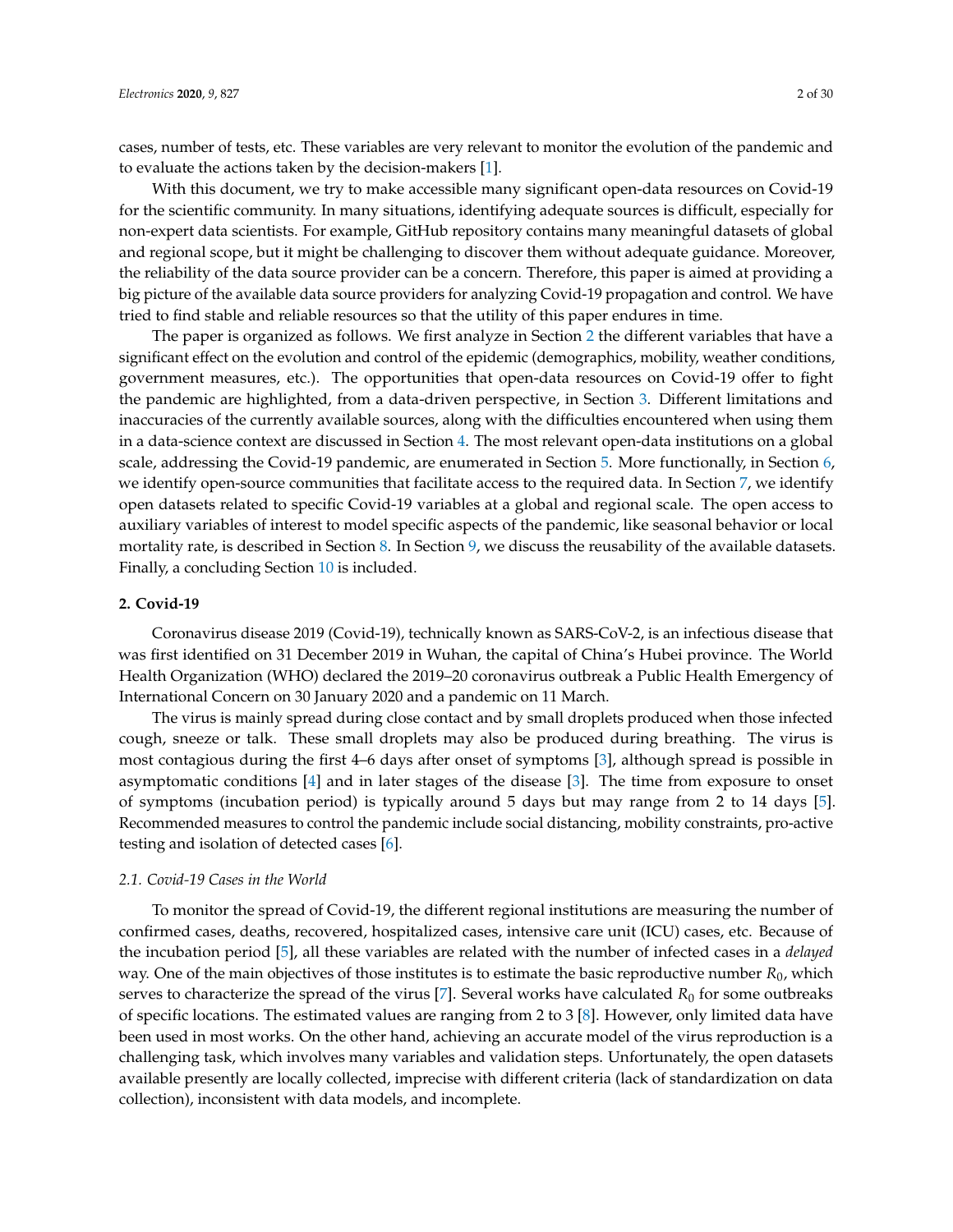cases, number of tests, etc. These variables are very relevant to monitor the evolution of the pandemic and to evaluate the actions taken by the decision-makers [1].

With this document, we try to make accessible many significant open-data resources on Covid-19 for the scientific community. In many situations, identifying adequate sources is difficult, especially for non-expert data scientists. For example, GitHub repository contains many meaningful datasets of global and regional scope, but it might be challenging to discover them without adequate guidance. Moreover, the reliability of the data source provider can be a concern. Therefore, this paper is aimed at providing a big picture of the available data source providers for analyzing Covid-19 propagation and control. We have tried to find stable and reliable resources so that the utility of this paper endures in time.

The paper is organized as follows. We first analyze in Section 2 the different variables that have a significant effect on the evolution and control of the epidemic (demographics, mobility, weather conditions, government measures, etc.). The opportunities that open-data resources on Covid-19 offer to fight the pandemic are highlighted, from a data-driven perspective, in Section 3. Different limitations and inaccuracies of the currently available sources, along with the difficulties encountered when using them in a data-science context are discussed in Section 4. The most relevant open-data institutions on a global scale, addressing the Covid-19 pandemic, are enumerated in Section 5. More functionally, in Section 6, we identify open-source communities that facilitate access to the required data. In Section 7, we identify open datasets related to specific Covid-19 variables at a global and regional scale. The open access to auxiliary variables of interest to model specific aspects of the pandemic, like seasonal behavior or local mortality rate, is described in Section 8. In Section 9, we discuss the reusability of the available datasets. Finally, a concluding Section 10 is included.

## 2. Covid-19

Coronavirus disease 2019 (Covid-19), technically known as SARS-CoV-2, is an infectious disease that was first identified on 31 December 2019 in Wuhan, the capital of China's Hubei province. The World Health Organization (WHO) declared the 2019–20 coronavirus outbreak a Public Health Emergency of International Concern on 30 January 2020 and a pandemic on 11 March.

The virus is mainly spread during close contact and by small droplets produced when those infected cough, sneeze or talk. These small droplets may also be produced during breathing. The virus is most contagious during the first 4–6 days after onset of symptoms [3], although spread is possible in asymptomatic conditions [4] and in later stages of the disease [3]. The time from exposure to onset of symptoms (incubation period) is typically around 5 days but may range from 2 to 14 days [5]. Recommended measures to control the pandemic include social distancing, mobility constraints, pro-active testing and isolation of detected cases [6].

### 2.1. Covid-19 Cases in the World

To monitor the spread of Covid-19, the different regional institutions are measuring the number of confirmed cases, deaths, recovered, hospitalized cases, intensive care unit (ICU) cases, etc. Because of the incubation period [5], all these variables are related with the number of infected cases in a *delayed* way. One of the main objectives of those institutes is to estimate the basic reproductive number $R_0$, which serves to characterize the spread of the virus [7]. Several works have calculated $R_0$ for some outbreaks of specific locations. The estimated values are ranging from 2 to 3 [8]. However, only limited data have been used in most works. On the other hand, achieving an accurate model of the virus reproduction is a challenging task, which involves many variables and validation steps. Unfortunately, the open datasets available presently are locally collected, imprecise with different criteria (lack of standardization on data collection), inconsistent with data models, and incomplete.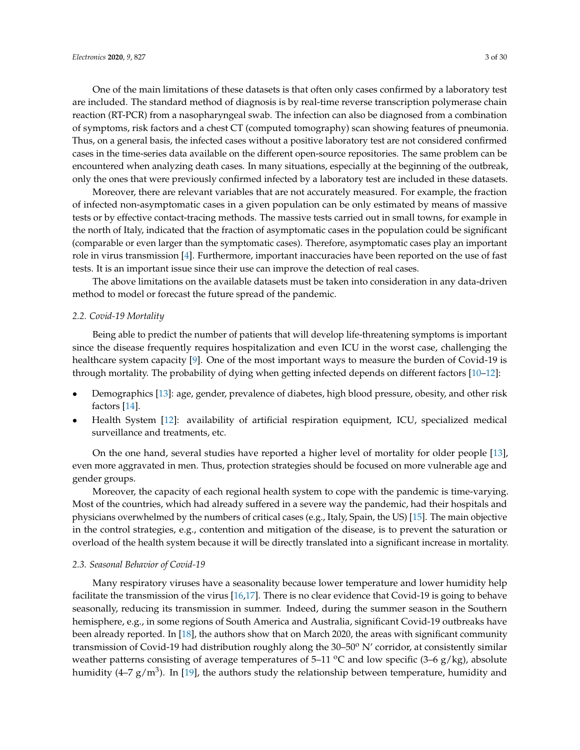One of the main limitations of these datasets is that often only cases confirmed by a laboratory test are included. The standard method of diagnosis is by real-time reverse transcription polymerase chain reaction (RT-PCR) from a nasopharyngeal swab. The infection can also be diagnosed from a combination of symptoms, risk factors and a chest CT (computed tomography) scan showing features of pneumonia. Thus, on a general basis, the infected cases without a positive laboratory test are not considered confirmed cases in the time-series data available on the different open-source repositories. The same problem can be encountered when analyzing death cases. In many situations, especially at the beginning of the outbreak, only the ones that were previously confirmed infected by a laboratory test are included in these datasets.

Moreover, there are relevant variables that are not accurately measured. For example, the fraction of infected non-asymptomatic cases in a given population can be only estimated by means of massive tests or by effective contact-tracing methods. The massive tests carried out in small towns, for example in the north of Italy, indicated that the fraction of asymptomatic cases in the population could be significant (comparable or even larger than the symptomatic cases). Therefore, asymptomatic cases play an important role in virus transmission [4]. Furthermore, important inaccuracies have been reported on the use of fast tests. It is an important issue since their use can improve the detection of real cases.

The above limitations on the available datasets must be taken into consideration in any data-driven method to model or forecast the future spread of the pandemic.

### *2.2. Covid-19 Mortality*

Being able to predict the number of patients that will develop life-threatening symptoms is important since the disease frequently requires hospitalization and even ICU in the worst case, challenging the healthcare system capacity [9]. One of the most important ways to measure the burden of Covid-19 is through mortality. The probability of dying when getting infected depends on different factors [10–12]:

- Demographics [13]: age, gender, prevalence of diabetes, high blood pressure, obesity, and other risk factors [14].
- Health System [12]: availability of artificial respiration equipment, ICU, specialized medical surveillance and treatments, etc.

On the one hand, several studies have reported a higher level of mortality for older people [13], even more aggravated in men. Thus, protection strategies should be focused on more vulnerable age and gender groups.

Moreover, the capacity of each regional health system to cope with the pandemic is time-varying. Most of the countries, which had already suffered in a severe way the pandemic, had their hospitals and physicians overwhelmed by the numbers of critical cases (e.g., Italy, Spain, the US) [15]. The main objective in the control strategies, e.g., contention and mitigation of the disease, is to prevent the saturation or overload of the health system because it will be directly translated into a significant increase in mortality.

### *2.3. Seasonal Behavior of Covid-19*

Many respiratory viruses have a seasonality because lower temperature and lower humidity help facilitate the transmission of the virus [16,17]. There is no clear evidence that Covid-19 is going to behave seasonally, reducing its transmission in summer. Indeed, during the summer season in the Southern hemisphere, e.g., in some regions of South America and Australia, significant Covid-19 outbreaks have been already reported. In [18], the authors show that on March 2020, the areas with significant community transmission of Covid-19 had distribution roughly along the 30–50º N′ corridor, at consistently similar weather patterns consisting of average temperatures of 5–11 ºC and low specific (3–6 g/kg), absolute humidity (4–7 g/m$^3$). In [19], the authors study the relationship between temperature, humidity and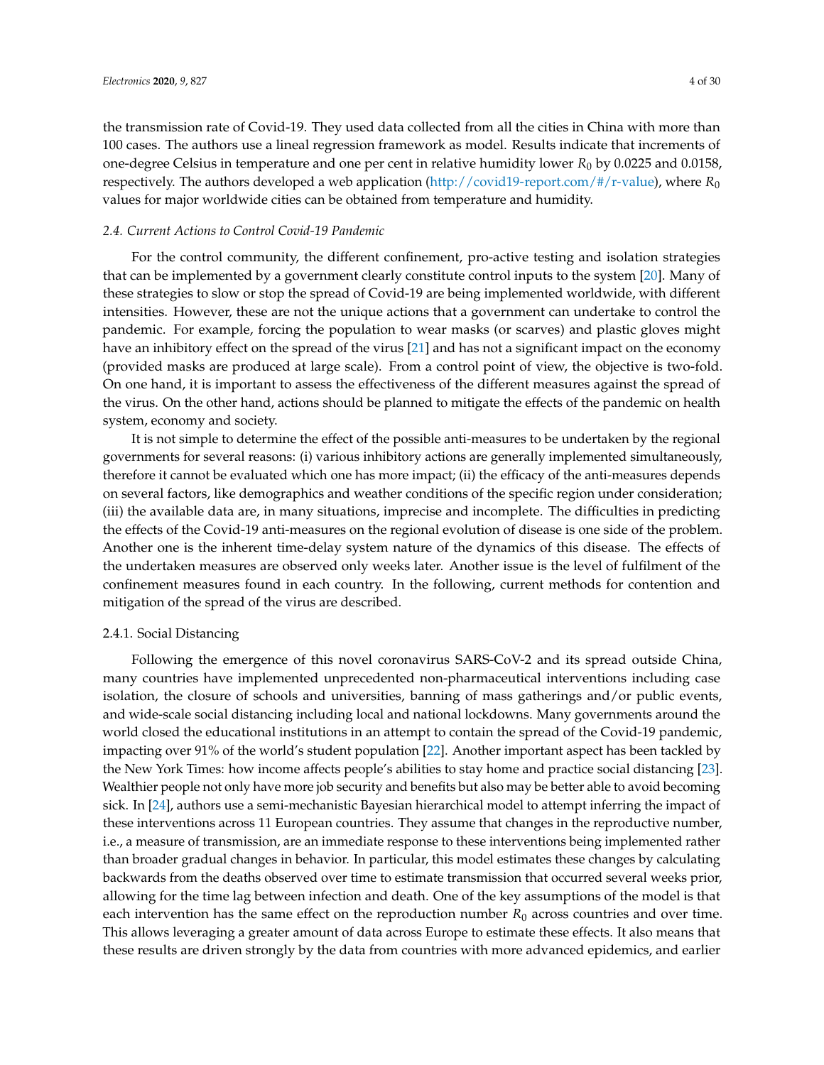the transmission rate of Covid-19. They used data collected from all the cities in China with more than 100 cases. The authors use a lineal regression framework as model. Results indicate that increments of one-degree Celsius in temperature and one per cent in relative humidity lower $R_0$ by 0.0225 and 0.0158, respectively. The authors developed a web application (http://covid19-report.com/#/r-value), where $R_0$ values for major worldwide cities can be obtained from temperature and humidity.

### *2.4. Current Actions to Control Covid-19 Pandemic*

For the control community, the different confinement, pro-active testing and isolation strategies that can be implemented by a government clearly constitute control inputs to the system [20]. Many of these strategies to slow or stop the spread of Covid-19 are being implemented worldwide, with different intensities. However, these are not the unique actions that a government can undertake to control the pandemic. For example, forcing the population to wear masks (or scarves) and plastic gloves might have an inhibitory effect on the spread of the virus [21] and has not a significant impact on the economy (provided masks are produced at large scale). From a control point of view, the objective is two-fold. On one hand, it is important to assess the effectiveness of the different measures against the spread of the virus. On the other hand, actions should be planned to mitigate the effects of the pandemic on health system, economy and society.

It is not simple to determine the effect of the possible anti-measures to be undertaken by the regional governments for several reasons: (i) various inhibitory actions are generally implemented simultaneously, therefore it cannot be evaluated which one has more impact; (ii) the efficacy of the anti-measures depends on several factors, like demographics and weather conditions of the specific region under consideration; (iii) the available data are, in many situations, imprecise and incomplete. The difficulties in predicting the effects of the Covid-19 anti-measures on the regional evolution of disease is one side of the problem. Another one is the inherent time-delay system nature of the dynamics of this disease. The effects of the undertaken measures are observed only weeks later. Another issue is the level of fulfilment of the confinement measures found in each country. In the following, current methods for contention and mitigation of the spread of the virus are described.

#### 2.4.1. Social Distancing

Following the emergence of this novel coronavirus SARS-CoV-2 and its spread outside China, many countries have implemented unprecedented non-pharmaceutical interventions including case isolation, the closure of schools and universities, banning of mass gatherings and/or public events, and wide-scale social distancing including local and national lockdowns. Many governments around the world closed the educational institutions in an attempt to contain the spread of the Covid-19 pandemic, impacting over 91% of the world's student population [22]. Another important aspect has been tackled by the New York Times: how income affects people's abilities to stay home and practice social distancing [23]. Wealthier people not only have more job security and benefits but also may be better able to avoid becoming sick. In [24], authors use a semi-mechanistic Bayesian hierarchical model to attempt inferring the impact of these interventions across 11 European countries. They assume that changes in the reproductive number, i.e., a measure of transmission, are an immediate response to these interventions being implemented rather than broader gradual changes in behavior. In particular, this model estimates these changes by calculating backwards from the deaths observed over time to estimate transmission that occurred several weeks prior, allowing for the time lag between infection and death. One of the key assumptions of the model is that each intervention has the same effect on the reproduction number $R_0$ across countries and over time. This allows leveraging a greater amount of data across Europe to estimate these effects. It also means that these results are driven strongly by the data from countries with more advanced epidemics, and earlier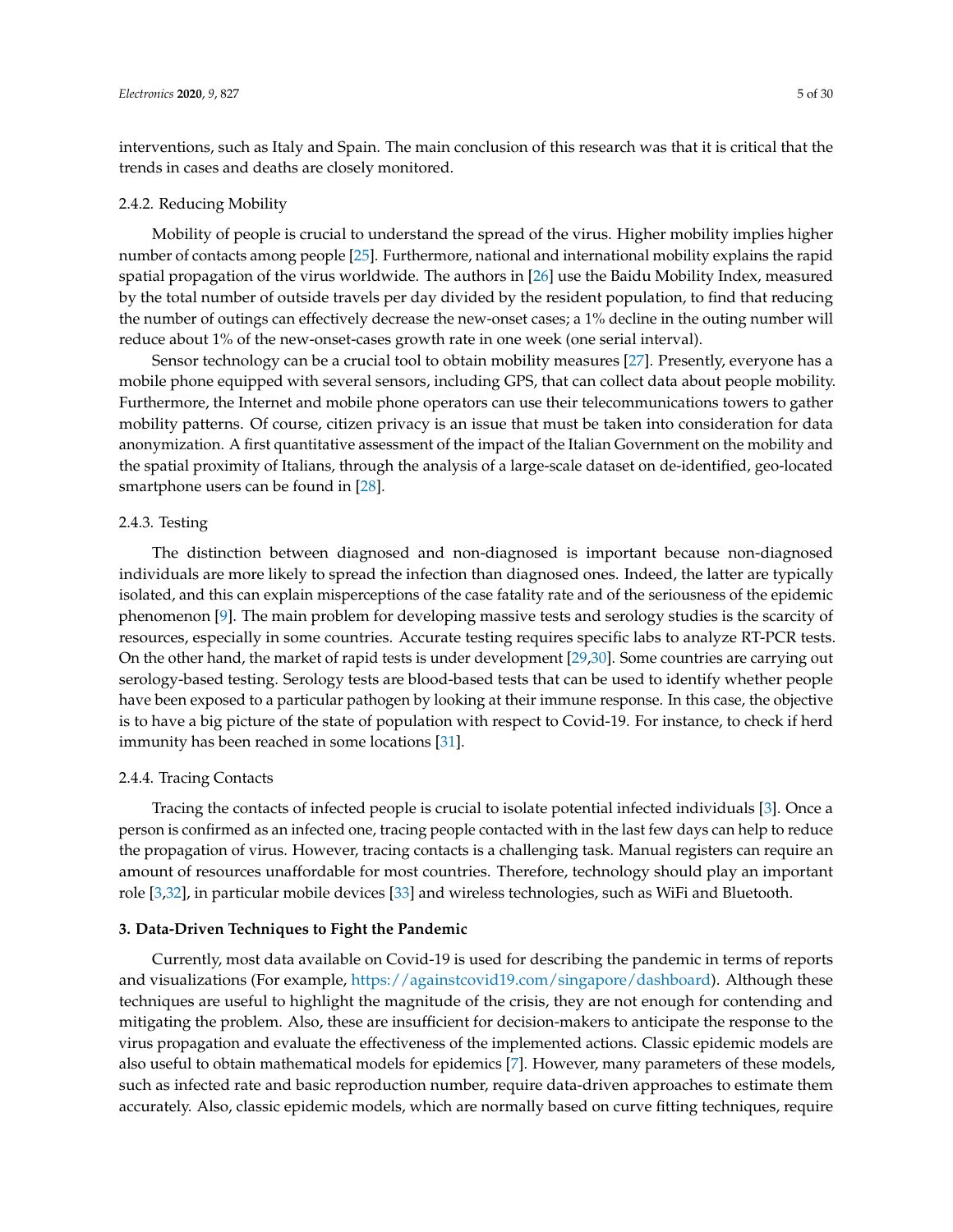interventions, such as Italy and Spain. The main conclusion of this research was that it is critical that the trends in cases and deaths are closely monitored.

#### 2.4.2. Reducing Mobility

Mobility of people is crucial to understand the spread of the virus. Higher mobility implies higher number of contacts among people [25]. Furthermore, national and international mobility explains the rapid spatial propagation of the virus worldwide. The authors in [26] use the Baidu Mobility Index, measured by the total number of outside travels per day divided by the resident population, to find that reducing the number of outings can effectively decrease the new-onset cases; a 1% decline in the outing number will reduce about 1% of the new-onset-cases growth rate in one week (one serial interval).

Sensor technology can be a crucial tool to obtain mobility measures [27]. Presently, everyone has a mobile phone equipped with several sensors, including GPS, that can collect data about people mobility. Furthermore, the Internet and mobile phone operators can use their telecommunications towers to gather mobility patterns. Of course, citizen privacy is an issue that must be taken into consideration for data anonymization. A first quantitative assessment of the impact of the Italian Government on the mobility and the spatial proximity of Italians, through the analysis of a large-scale dataset on de-identified, geo-located smartphone users can be found in [28].

#### 2.4.3. Testing

The distinction between diagnosed and non-diagnosed is important because non-diagnosed individuals are more likely to spread the infection than diagnosed ones. Indeed, the latter are typically isolated, and this can explain misperceptions of the case fatality rate and of the seriousness of the epidemic phenomenon [9]. The main problem for developing massive tests and serology studies is the scarcity of resources, especially in some countries. Accurate testing requires specific labs to analyze RT-PCR tests. On the other hand, the market of rapid tests is under development [29,30]. Some countries are carrying out serology-based testing. Serology tests are blood-based tests that can be used to identify whether people have been exposed to a particular pathogen by looking at their immune response. In this case, the objective is to have a big picture of the state of population with respect to Covid-19. For instance, to check if herd immunity has been reached in some locations [31].

#### 2.4.4. Tracing Contacts

Tracing the contacts of infected people is crucial to isolate potential infected individuals [3]. Once a person is confirmed as an infected one, tracing people contacted with in the last few days can help to reduce the propagation of virus. However, tracing contacts is a challenging task. Manual registers can require an amount of resources unaffordable for most countries. Therefore, technology should play an important role [3,32], in particular mobile devices [33] and wireless technologies, such as WiFi and Bluetooth.

## 3. Data-Driven Techniques to Fight the Pandemic

Currently, most data available on Covid-19 is used for describing the pandemic in terms of reports and visualizations (For example, https://againstcovid19.com/singapore/dashboard). Although these techniques are useful to highlight the magnitude of the crisis, they are not enough for contending and mitigating the problem. Also, these are insufficient for decision-makers to anticipate the response to the virus propagation and evaluate the effectiveness of the implemented actions. Classic epidemic models are also useful to obtain mathematical models for epidemics [7]. However, many parameters of these models, such as infected rate and basic reproduction number, require data-driven approaches to estimate them accurately. Also, classic epidemic models, which are normally based on curve fitting techniques, require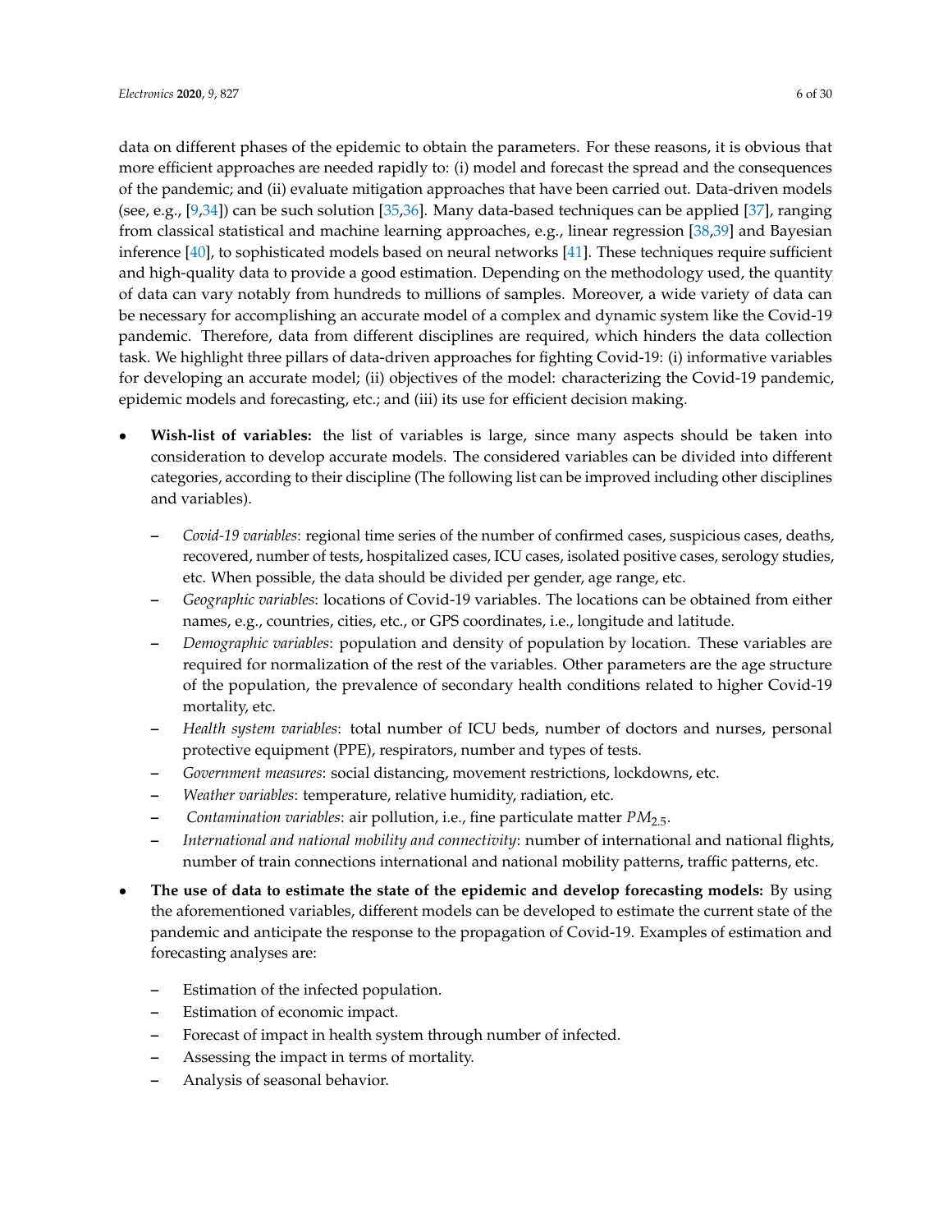data on different phases of the epidemic to obtain the parameters. For these reasons, it is obvious that more efficient approaches are needed rapidly to: (i) model and forecast the spread and the consequences of the pandemic; and (ii) evaluate mitigation approaches that have been carried out. Data-driven models (see, e.g., [9,34]) can be such solution [35,36]. Many data-based techniques can be applied [37], ranging from classical statistical and machine learning approaches, e.g., linear regression [38,39] and Bayesian inference [40], to sophisticated models based on neural networks [41]. These techniques require sufficient and high-quality data to provide a good estimation. Depending on the methodology used, the quantity of data can vary notably from hundreds to millions of samples. Moreover, a wide variety of data can be necessary for accomplishing an accurate model of a complex and dynamic system like the Covid-19 pandemic. Therefore, data from different disciplines are required, which hinders the data collection task. We highlight three pillars of data-driven approaches for fighting Covid-19: (i) informative variables for developing an accurate model; (ii) objectives of the model: characterizing the Covid-19 pandemic, epidemic models and forecasting, etc.; and (iii) its use for efficient decision making.

- **Wish-list of variables:** the list of variables is large, since many aspects should be taken into consideration to develop accurate models. The considered variables can be divided into different categories, according to their discipline (The following list can be improved including other disciplines and variables).
  - *Covid-19 variables*: regional time series of the number of confirmed cases, suspicious cases, deaths, recovered, number of tests, hospitalized cases, ICU cases, isolated positive cases, serology studies, etc. When possible, the data should be divided per gender, age range, etc.
  - *Geographic variables*: locations of Covid-19 variables. The locations can be obtained from either names, e.g., countries, cities, etc., or GPS coordinates, i.e., longitude and latitude.
  - *Demographic variables*: population and density of population by location. These variables are required for normalization of the rest of the variables. Other parameters are the age structure of the population, the prevalence of secondary health conditions related to higher Covid-19 mortality, etc.
  - *Health system variables*: total number of ICU beds, number of doctors and nurses, personal protective equipment (PPE), respirators, number and types of tests.
  - *Government measures*: social distancing, movement restrictions, lockdowns, etc.
  - *Weather variables*: temperature, relative humidity, radiation, etc.
  - *Contamination variables*: air pollution, i.e., fine particulate matter $PM_{2.5}$.
  - *International and national mobility and connectivity*: number of international and national flights, number of train connections international and national mobility patterns, traffic patterns, etc.
- **The use of data to estimate the state of the epidemic and develop forecasting models:** By using the aforementioned variables, different models can be developed to estimate the current state of the pandemic and anticipate the response to the propagation of Covid-19. Examples of estimation and forecasting analyses are:
  - Estimation of the infected population.
  - Estimation of economic impact.
  - Forecast of impact in health system through number of infected.
  - Assessing the impact in terms of mortality.
  - Analysis of seasonal behavior.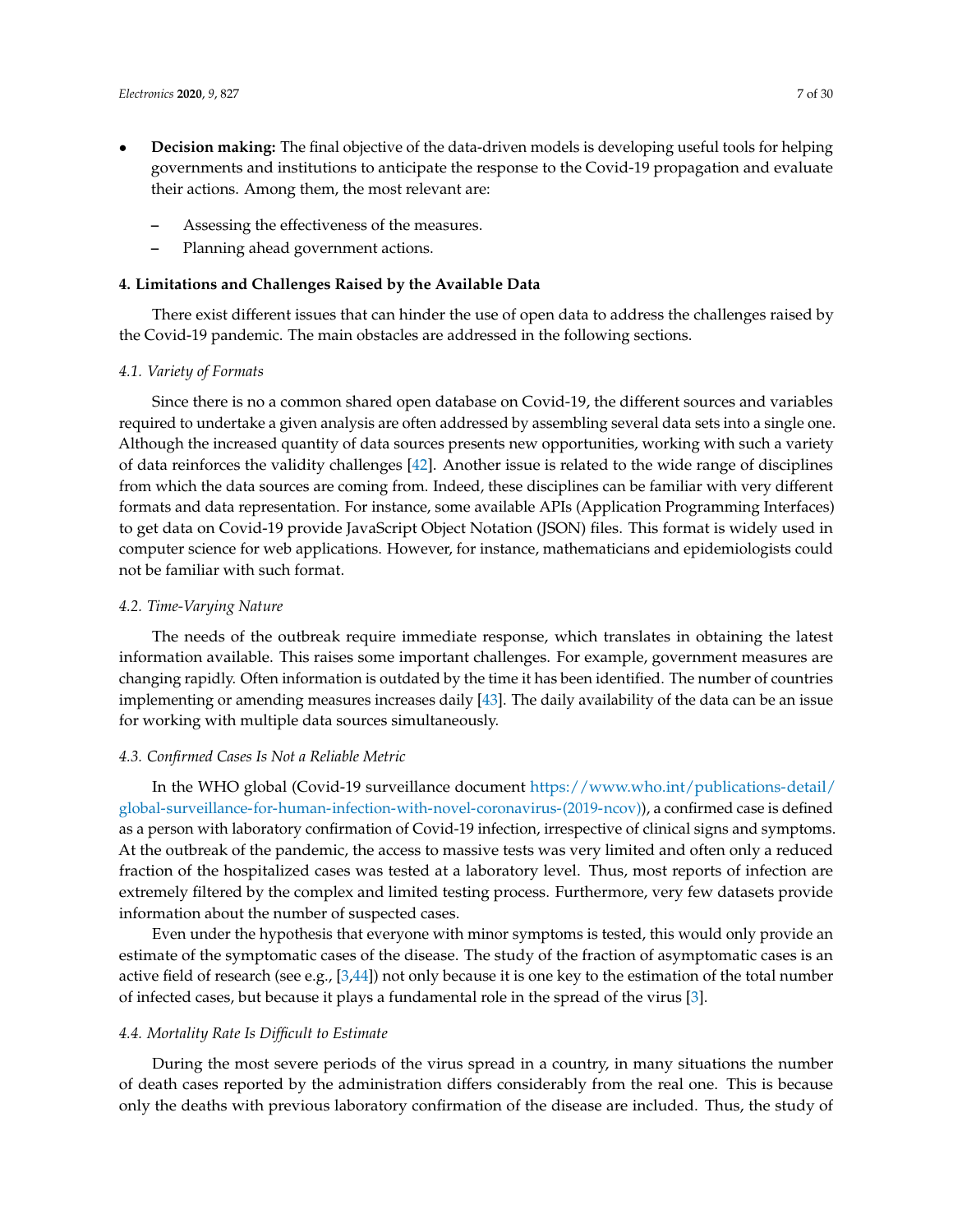- **Decision making:** The final objective of the data-driven models is developing useful tools for helping governments and institutions to anticipate the response to the Covid-19 propagation and evaluate their actions. Among them, the most relevant are:
  - Assessing the effectiveness of the measures.
  - Planning ahead government actions.

## 4. Limitations and Challenges Raised by the Available Data

There exist different issues that can hinder the use of open data to address the challenges raised by the Covid-19 pandemic. The main obstacles are addressed in the following sections.

### *4.1. Variety of Formats*

Since there is no a common shared open database on Covid-19, the different sources and variables required to undertake a given analysis are often addressed by assembling several data sets into a single one. Although the increased quantity of data sources presents new opportunities, working with such a variety of data reinforces the validity challenges [42]. Another issue is related to the wide range of disciplines from which the data sources are coming from. Indeed, these disciplines can be familiar with very different formats and data representation. For instance, some available APIs (Application Programming Interfaces) to get data on Covid-19 provide JavaScript Object Notation (JSON) files. This format is widely used in computer science for web applications. However, for instance, mathematicians and epidemiologists could not be familiar with such format.

### *4.2. Time-Varying Nature*

The needs of the outbreak require immediate response, which translates in obtaining the latest information available. This raises some important challenges. For example, government measures are changing rapidly. Often information is outdated by the time it has been identified. The number of countries implementing or amending measures increases daily [43]. The daily availability of the data can be an issue for working with multiple data sources simultaneously.

### *4.3. Confirmed Cases Is Not a Reliable Metric*

In the WHO global (Covid-19 surveillance document https://www.who.int/publications-detail/global-surveillance-for-human-infection-with-novel-coronavirus-(2019-ncov)), a confirmed case is defined as a person with laboratory confirmation of Covid-19 infection, irrespective of clinical signs and symptoms. At the outbreak of the pandemic, the access to massive tests was very limited and often only a reduced fraction of the hospitalized cases was tested at a laboratory level. Thus, most reports of infection are extremely filtered by the complex and limited testing process. Furthermore, very few datasets provide information about the number of suspected cases.

Even under the hypothesis that everyone with minor symptoms is tested, this would only provide an estimate of the symptomatic cases of the disease. The study of the fraction of asymptomatic cases is an active field of research (see e.g., [3,44]) not only because it is one key to the estimation of the total number of infected cases, but because it plays a fundamental role in the spread of the virus [3].

### *4.4. Mortality Rate Is Difficult to Estimate*

During the most severe periods of the virus spread in a country, in many situations the number of death cases reported by the administration differs considerably from the real one. This is because only the deaths with previous laboratory confirmation of the disease are included. Thus, the study of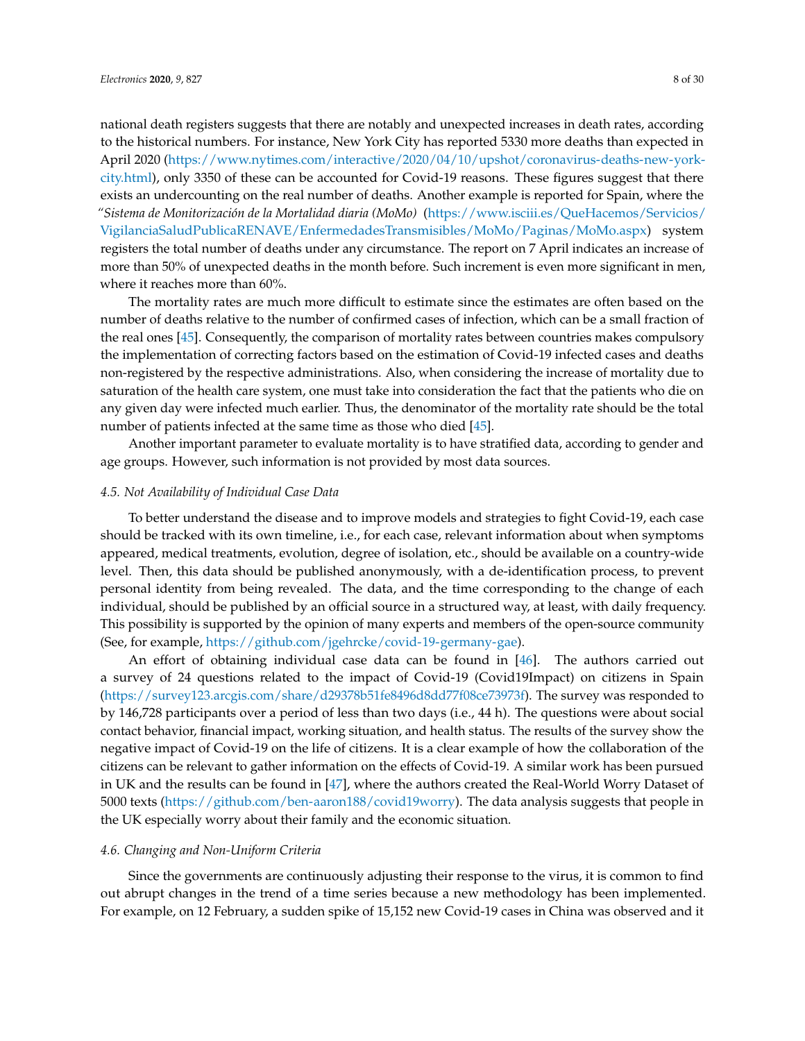national death registers suggests that there are notably and unexpected increases in death rates, according to the historical numbers. For instance, New York City has reported 5330 more deaths than expected in April 2020 (https://www.nytimes.com/interactive/2020/04/10/upshot/coronavirus-deaths-new-york-city.html), only 3350 of these can be accounted for Covid-19 reasons. These figures suggest that there exists an undercounting on the real number of deaths. Another example is reported for Spain, where the *"Sistema de Monitorización de la Mortalidad diaria (MoMo)* (https://www.isciii.es/QueHacemos/Servicios/VigilanciaSaludPublicaRENAVE/EnfermedadesTransmisibles/MoMo/Paginas/MoMo.aspx) system registers the total number of deaths under any circumstance. The report on 7 April indicates an increase of more than 50% of unexpected deaths in the month before. Such increment is even more significant in men, where it reaches more than 60%.

The mortality rates are much more difficult to estimate since the estimates are often based on the number of deaths relative to the number of confirmed cases of infection, which can be a small fraction of the real ones [45]. Consequently, the comparison of mortality rates between countries makes compulsory the implementation of correcting factors based on the estimation of Covid-19 infected cases and deaths non-registered by the respective administrations. Also, when considering the increase of mortality due to saturation of the health care system, one must take into consideration the fact that the patients who die on any given day were infected much earlier. Thus, the denominator of the mortality rate should be the total number of patients infected at the same time as those who died [45].

Another important parameter to evaluate mortality is to have stratified data, according to gender and age groups. However, such information is not provided by most data sources.

### 4.5. Not Availability of Individual Case Data

To better understand the disease and to improve models and strategies to fight Covid-19, each case should be tracked with its own timeline, i.e., for each case, relevant information about when symptoms appeared, medical treatments, evolution, degree of isolation, etc., should be available on a country-wide level. Then, this data should be published anonymously, with a de-identification process, to prevent personal identity from being revealed. The data, and the time corresponding to the change of each individual, should be published by an official source in a structured way, at least, with daily frequency. This possibility is supported by the opinion of many experts and members of the open-source community (See, for example, https://github.com/jgehrcke/covid-19-germany-gae).

An effort of obtaining individual case data can be found in [46]. The authors carried out a survey of 24 questions related to the impact of Covid-19 (Covid19Impact) on citizens in Spain (https://survey123.arcgis.com/share/d29378b51fe8496d8dd77f08ce73973f). The survey was responded to by 146,728 participants over a period of less than two days (i.e., 44 h). The questions were about social contact behavior, financial impact, working situation, and health status. The results of the survey show the negative impact of Covid-19 on the life of citizens. It is a clear example of how the collaboration of the citizens can be relevant to gather information on the effects of Covid-19. A similar work has been pursued in UK and the results can be found in [47], where the authors created the Real-World Worry Dataset of 5000 texts (https://github.com/ben-aaron188/covid19worry). The data analysis suggests that people in the UK especially worry about their family and the economic situation.

### 4.6. Changing and Non-Uniform Criteria

Since the governments are continuously adjusting their response to the virus, it is common to find out abrupt changes in the trend of a time series because a new methodology has been implemented. For example, on 12 February, a sudden spike of 15,152 new Covid-19 cases in China was observed and it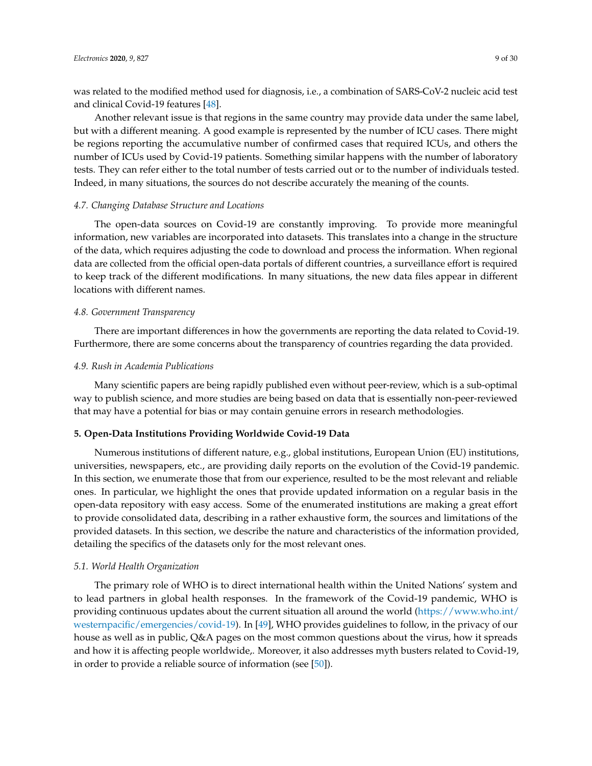was related to the modified method used for diagnosis, i.e., a combination of SARS-CoV-2 nucleic acid test and clinical Covid-19 features [48].

Another relevant issue is that regions in the same country may provide data under the same label, but with a different meaning. A good example is represented by the number of ICU cases. There might be regions reporting the accumulative number of confirmed cases that required ICUs, and others the number of ICUs used by Covid-19 patients. Something similar happens with the number of laboratory tests. They can refer either to the total number of tests carried out or to the number of individuals tested. Indeed, in many situations, the sources do not describe accurately the meaning of the counts.

### *4.7. Changing Database Structure and Locations*

The open-data sources on Covid-19 are constantly improving. To provide more meaningful information, new variables are incorporated into datasets. This translates into a change in the structure of the data, which requires adjusting the code to download and process the information. When regional data are collected from the official open-data portals of different countries, a surveillance effort is required to keep track of the different modifications. In many situations, the new data files appear in different locations with different names.

### *4.8. Government Transparency*

There are important differences in how the governments are reporting the data related to Covid-19. Furthermore, there are some concerns about the transparency of countries regarding the data provided.

### *4.9. Rush in Academia Publications*

Many scientific papers are being rapidly published even without peer-review, which is a sub-optimal way to publish science, and more studies are being based on data that is essentially non-peer-reviewed that may have a potential for bias or may contain genuine errors in research methodologies.

## **5. Open-Data Institutions Providing Worldwide Covid-19 Data**

Numerous institutions of different nature, e.g., global institutions, European Union (EU) institutions, universities, newspapers, etc., are providing daily reports on the evolution of the Covid-19 pandemic. In this section, we enumerate those that from our experience, resulted to be the most relevant and reliable ones. In particular, we highlight the ones that provide updated information on a regular basis in the open-data repository with easy access. Some of the enumerated institutions are making a great effort to provide consolidated data, describing in a rather exhaustive form, the sources and limitations of the provided datasets. In this section, we describe the nature and characteristics of the information provided, detailing the specifics of the datasets only for the most relevant ones.

### *5.1. World Health Organization*

The primary role of WHO is to direct international health within the United Nations' system and to lead partners in global health responses. In the framework of the Covid-19 pandemic, WHO is providing continuous updates about the current situation all around the world (https://www.who.int/westernpacific/emergencies/covid-19). In [49], WHO provides guidelines to follow, in the privacy of our house as well as in public, Q&A pages on the most common questions about the virus, how it spreads and how it is affecting people worldwide,. Moreover, it also addresses myth busters related to Covid-19, in order to provide a reliable source of information (see [50]).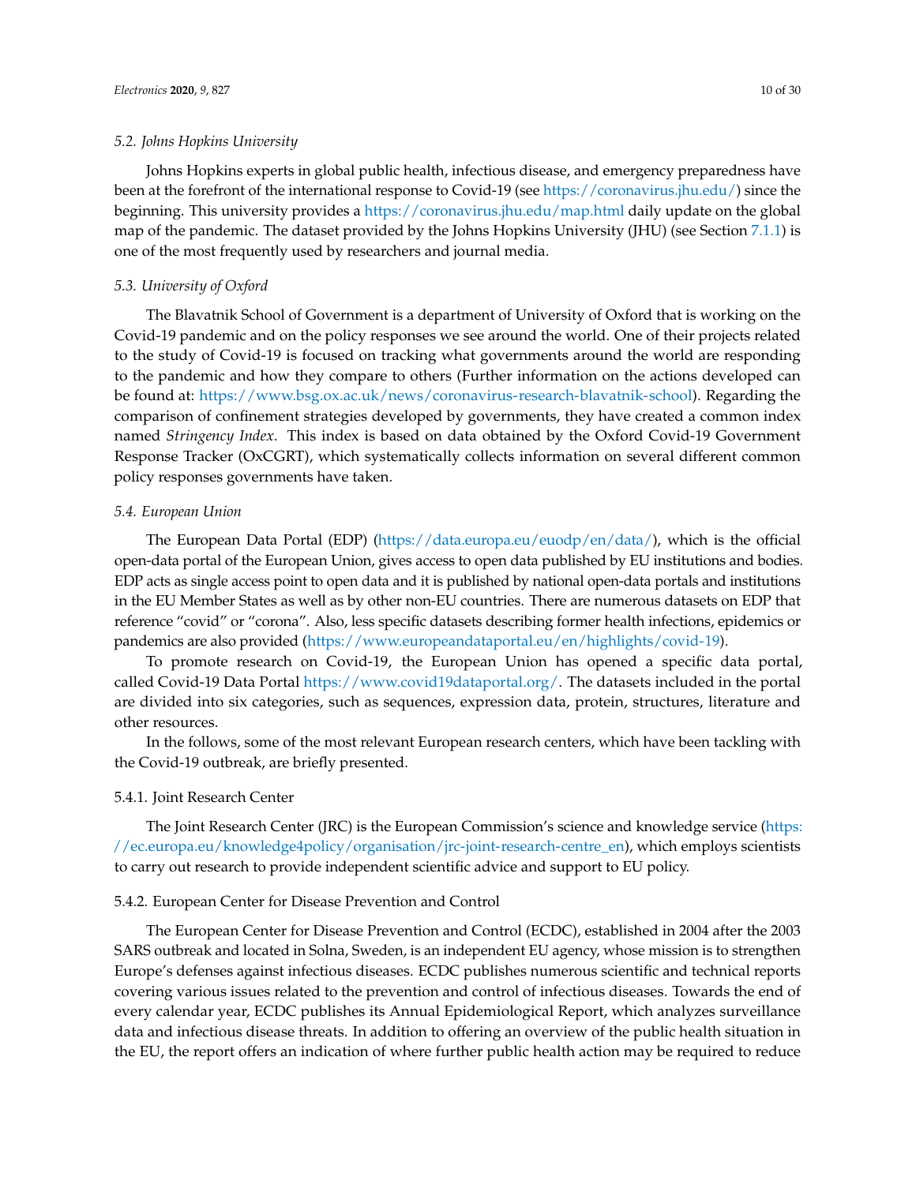### 5.2. Johns Hopkins University

Johns Hopkins experts in global public health, infectious disease, and emergency preparedness have been at the forefront of the international response to Covid-19 (see https://coronavirus.jhu.edu/) since the beginning. This university provides a https://coronavirus.jhu.edu/map.html daily update on the global map of the pandemic. The dataset provided by the Johns Hopkins University (JHU) (see Section 7.1.1) is one of the most frequently used by researchers and journal media.

### 5.3. University of Oxford

The Blavatnik School of Government is a department of University of Oxford that is working on the Covid-19 pandemic and on the policy responses we see around the world. One of their projects related to the study of Covid-19 is focused on tracking what governments around the world are responding to the pandemic and how they compare to others (Further information on the actions developed can be found at: https://www.bsg.ox.ac.uk/news/coronavirus-research-blavatnik-school). Regarding the comparison of confinement strategies developed by governments, they have created a common index named *Stringency Index*. This index is based on data obtained by the Oxford Covid-19 Government Response Tracker (OxCGRT), which systematically collects information on several different common policy responses governments have taken.

### 5.4. European Union

The European Data Portal (EDP) (https://data.europa.eu/euodp/en/data/), which is the official open-data portal of the European Union, gives access to open data published by EU institutions and bodies. EDP acts as single access point to open data and it is published by national open-data portals and institutions in the EU Member States as well as by other non-EU countries. There are numerous datasets on EDP that reference "covid" or "corona". Also, less specific datasets describing former health infections, epidemics or pandemics are also provided (https://www.europeandataportal.eu/en/highlights/covid-19).

To promote research on Covid-19, the European Union has opened a specific data portal, called Covid-19 Data Portal https://www.covid19dataportal.org/. The datasets included in the portal are divided into six categories, such as sequences, expression data, protein, structures, literature and other resources.

In the follows, some of the most relevant European research centers, which have been tackling with the Covid-19 outbreak, are briefly presented.

#### 5.4.1. Joint Research Center

The Joint Research Center (JRC) is the European Commission's science and knowledge service (https://ec.europa.eu/knowledge4policy/organisation/jrc-joint-research-centre_en), which employs scientists to carry out research to provide independent scientific advice and support to EU policy.

#### 5.4.2. European Center for Disease Prevention and Control

The European Center for Disease Prevention and Control (ECDC), established in 2004 after the 2003 SARS outbreak and located in Solna, Sweden, is an independent EU agency, whose mission is to strengthen Europe's defenses against infectious diseases. ECDC publishes numerous scientific and technical reports covering various issues related to the prevention and control of infectious diseases. Towards the end of every calendar year, ECDC publishes its Annual Epidemiological Report, which analyzes surveillance data and infectious disease threats. In addition to offering an overview of the public health situation in the EU, the report offers an indication of where further public health action may be required to reduce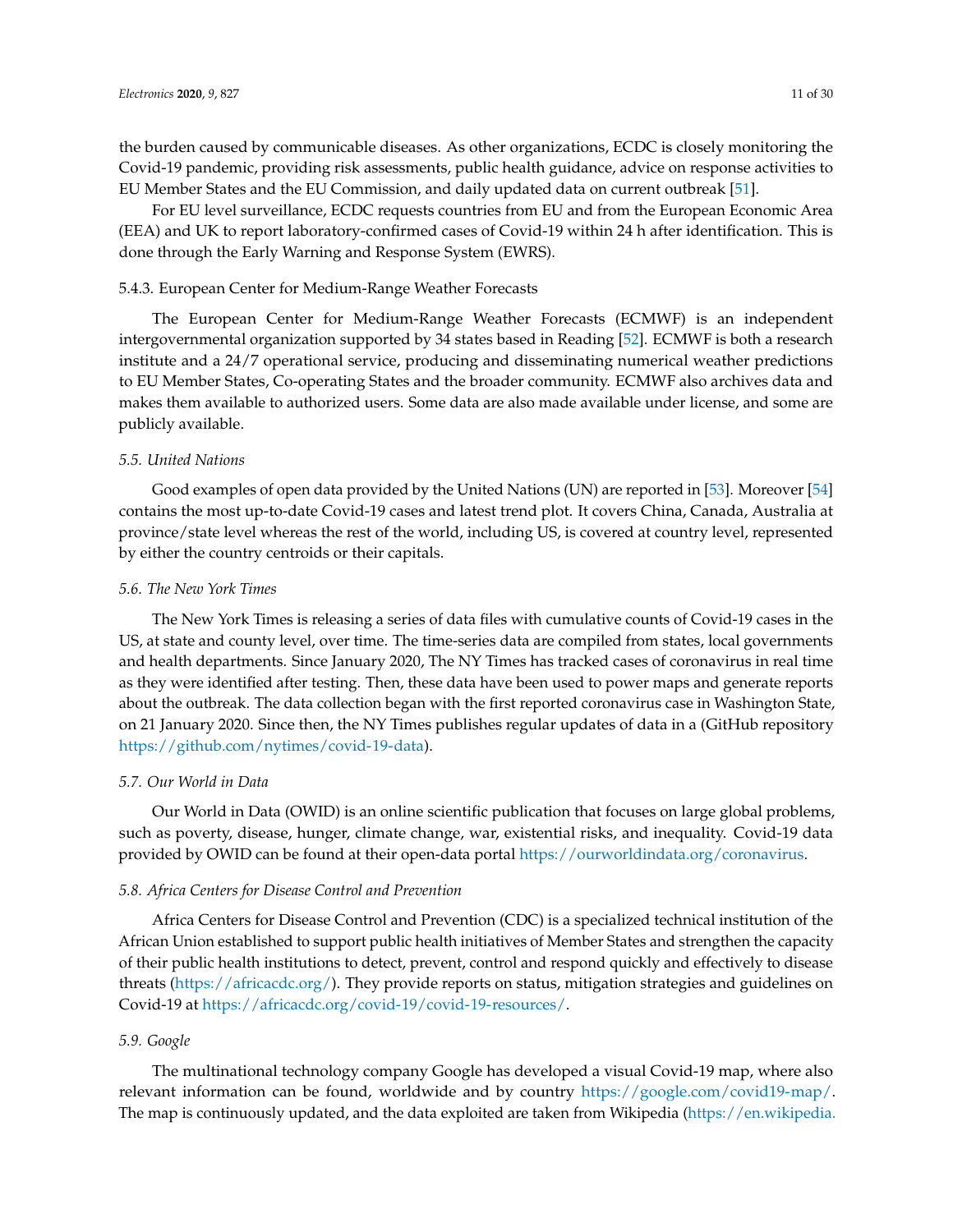the burden caused by communicable diseases. As other organizations, ECDC is closely monitoring the Covid-19 pandemic, providing risk assessments, public health guidance, advice on response activities to EU Member States and the EU Commission, and daily updated data on current outbreak [51].

For EU level surveillance, ECDC requests countries from EU and from the European Economic Area (EEA) and UK to report laboratory-confirmed cases of Covid-19 within 24 h after identification. This is done through the Early Warning and Response System (EWRS).

#### 5.4.3. European Center for Medium-Range Weather Forecasts

The European Center for Medium-Range Weather Forecasts (ECMWF) is an independent intergovernmental organization supported by 34 states based in Reading [52]. ECMWF is both a research institute and a 24/7 operational service, producing and disseminating numerical weather predictions to EU Member States, Co-operating States and the broader community. ECMWF also archives data and makes them available to authorized users. Some data are also made available under license, and some are publicly available.

### *5.5. United Nations*

Good examples of open data provided by the United Nations (UN) are reported in [53]. Moreover [54] contains the most up-to-date Covid-19 cases and latest trend plot. It covers China, Canada, Australia at province/state level whereas the rest of the world, including US, is covered at country level, represented by either the country centroids or their capitals.

### *5.6. The New York Times*

The New York Times is releasing a series of data files with cumulative counts of Covid-19 cases in the US, at state and county level, over time. The time-series data are compiled from states, local governments and health departments. Since January 2020, The NY Times has tracked cases of coronavirus in real time as they were identified after testing. Then, these data have been used to power maps and generate reports about the outbreak. The data collection began with the first reported coronavirus case in Washington State, on 21 January 2020. Since then, the NY Times publishes regular updates of data in a (GitHub repository https://github.com/nytimes/covid-19-data).

### *5.7. Our World in Data*

Our World in Data (OWID) is an online scientific publication that focuses on large global problems, such as poverty, disease, hunger, climate change, war, existential risks, and inequality. Covid-19 data provided by OWID can be found at their open-data portal https://ourworldindata.org/coronavirus.

### *5.8. Africa Centers for Disease Control and Prevention*

Africa Centers for Disease Control and Prevention (CDC) is a specialized technical institution of the African Union established to support public health initiatives of Member States and strengthen the capacity of their public health institutions to detect, prevent, control and respond quickly and effectively to disease threats (https://africacdc.org/). They provide reports on status, mitigation strategies and guidelines on Covid-19 at https://africacdc.org/covid-19/covid-19-resources/.

### *5.9. Google*

The multinational technology company Google has developed a visual Covid-19 map, where also relevant information can be found, worldwide and by country https://google.com/covid19-map/. The map is continuously updated, and the data exploited are taken from Wikipedia (https://en.wikipedia.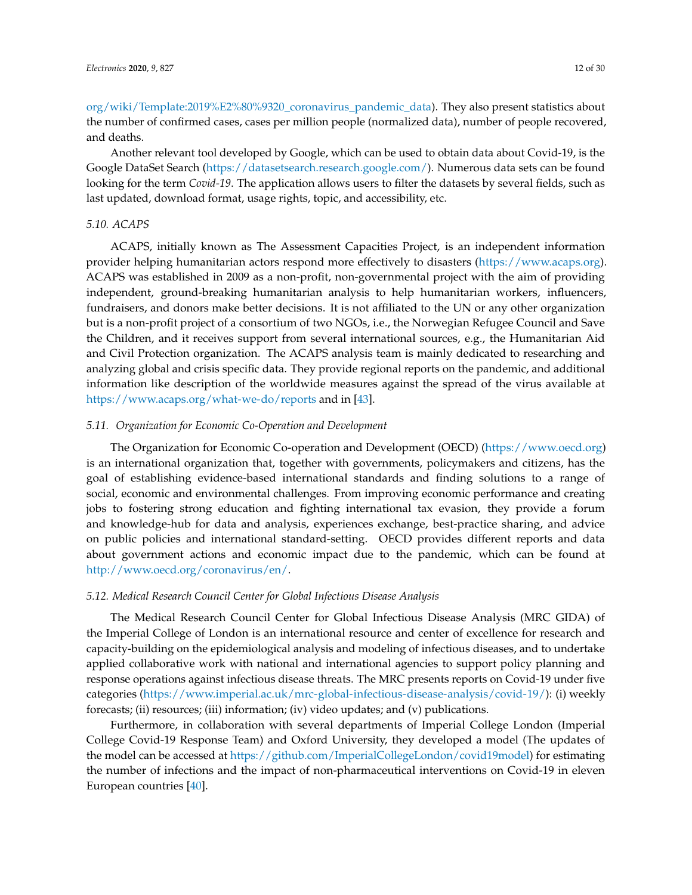org/wiki/Template:2019%E2%80%9320_coronavirus_pandemic_data). They also present statistics about the number of confirmed cases, cases per million people (normalized data), number of people recovered, and deaths.

Another relevant tool developed by Google, which can be used to obtain data about Covid-19, is the Google DataSet Search (https://datasetsearch.research.google.com/). Numerous data sets can be found looking for the term *Covid-19*. The application allows users to filter the datasets by several fields, such as last updated, download format, usage rights, topic, and accessibility, etc.

### 5.10. ACAPS

ACAPS, initially known as The Assessment Capacities Project, is an independent information provider helping humanitarian actors respond more effectively to disasters (https://www.acaps.org). ACAPS was established in 2009 as a non-profit, non-governmental project with the aim of providing independent, ground-breaking humanitarian analysis to help humanitarian workers, influencers, fundraisers, and donors make better decisions. It is not affiliated to the UN or any other organization but is a non-profit project of a consortium of two NGOs, i.e., the Norwegian Refugee Council and Save the Children, and it receives support from several international sources, e.g., the Humanitarian Aid and Civil Protection organization. The ACAPS analysis team is mainly dedicated to researching and analyzing global and crisis specific data. They provide regional reports on the pandemic, and additional information like description of the worldwide measures against the spread of the virus available at https://www.acaps.org/what-we-do/reports and in [43].

### 5.11. Organization for Economic Co-Operation and Development

The Organization for Economic Co-operation and Development (OECD) (https://www.oecd.org) is an international organization that, together with governments, policymakers and citizens, has the goal of establishing evidence-based international standards and finding solutions to a range of social, economic and environmental challenges. From improving economic performance and creating jobs to fostering strong education and fighting international tax evasion, they provide a forum and knowledge-hub for data and analysis, experiences exchange, best-practice sharing, and advice on public policies and international standard-setting. OECD provides different reports and data about government actions and economic impact due to the pandemic, which can be found at http://www.oecd.org/coronavirus/en/.

### 5.12. Medical Research Council Center for Global Infectious Disease Analysis

The Medical Research Council Center for Global Infectious Disease Analysis (MRC GIDA) of the Imperial College of London is an international resource and center of excellence for research and capacity-building on the epidemiological analysis and modeling of infectious diseases, and to undertake applied collaborative work with national and international agencies to support policy planning and response operations against infectious disease threats. The MRC presents reports on Covid-19 under five categories (https://www.imperial.ac.uk/mrc-global-infectious-disease-analysis/covid-19/): (i) weekly forecasts; (ii) resources; (iii) information; (iv) video updates; and (v) publications.

Furthermore, in collaboration with several departments of Imperial College London (Imperial College Covid-19 Response Team) and Oxford University, they developed a model (The updates of the model can be accessed at https://github.com/ImperialCollegeLondon/covid19model) for estimating the number of infections and the impact of non-pharmaceutical interventions on Covid-19 in eleven European countries [40].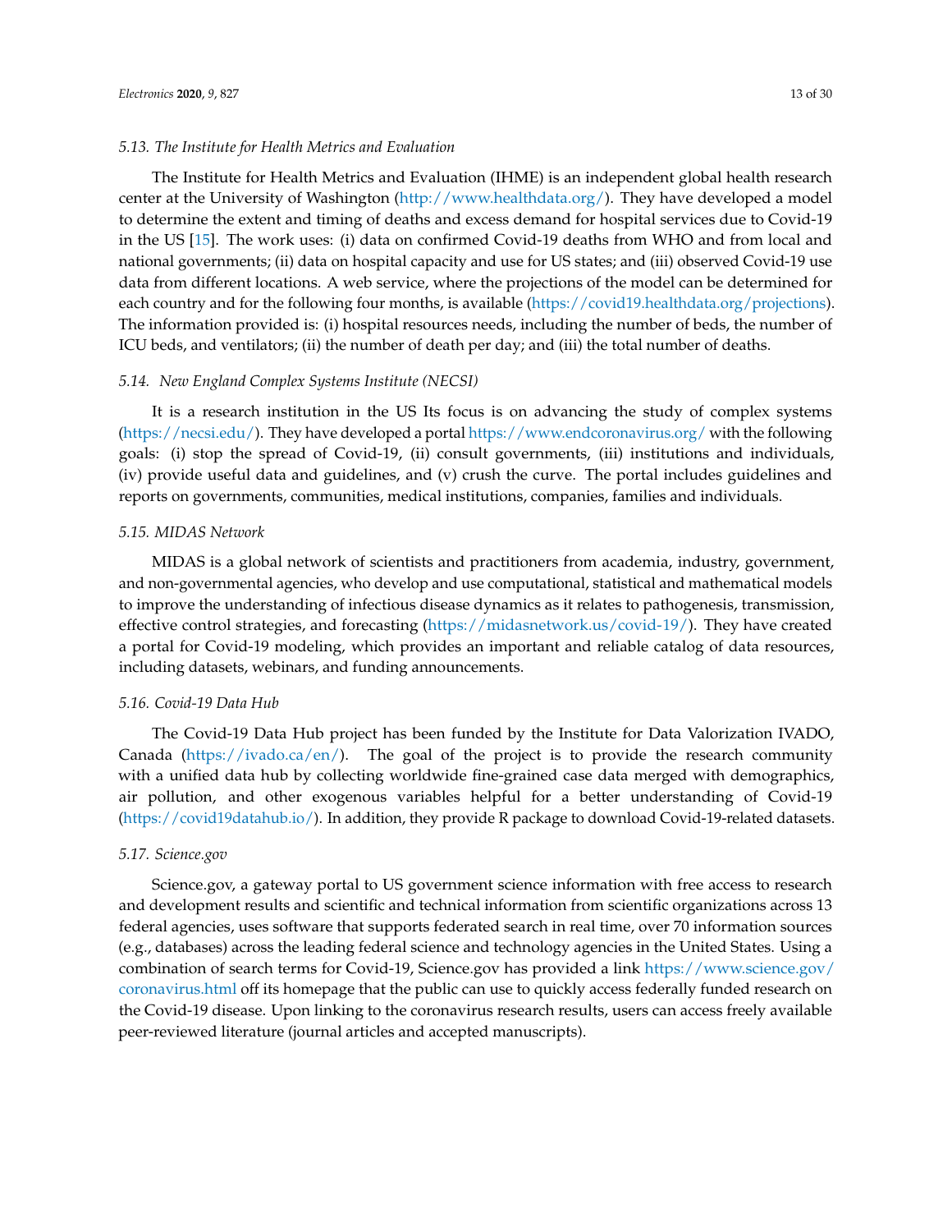### *5.13. The Institute for Health Metrics and Evaluation*

The Institute for Health Metrics and Evaluation (IHME) is an independent global health research center at the University of Washington (http://www.healthdata.org/). They have developed a model to determine the extent and timing of deaths and excess demand for hospital services due to Covid-19 in the US [15]. The work uses: (i) data on confirmed Covid-19 deaths from WHO and from local and national governments; (ii) data on hospital capacity and use for US states; and (iii) observed Covid-19 use data from different locations. A web service, where the projections of the model can be determined for each country and for the following four months, is available (https://covid19.healthdata.org/projections). The information provided is: (i) hospital resources needs, including the number of beds, the number of ICU beds, and ventilators; (ii) the number of death per day; and (iii) the total number of deaths.

### *5.14. New England Complex Systems Institute (NECSI)*

It is a research institution in the US Its focus is on advancing the study of complex systems (https://necsi.edu/). They have developed a portal https://www.endcoronavirus.org/ with the following goals: (i) stop the spread of Covid-19, (ii) consult governments, (iii) institutions and individuals, (iv) provide useful data and guidelines, and (v) crush the curve. The portal includes guidelines and reports on governments, communities, medical institutions, companies, families and individuals.

### *5.15. MIDAS Network*

MIDAS is a global network of scientists and practitioners from academia, industry, government, and non-governmental agencies, who develop and use computational, statistical and mathematical models to improve the understanding of infectious disease dynamics as it relates to pathogenesis, transmission, effective control strategies, and forecasting (https://midasnetwork.us/covid-19/). They have created a portal for Covid-19 modeling, which provides an important and reliable catalog of data resources, including datasets, webinars, and funding announcements.

### *5.16. Covid-19 Data Hub*

The Covid-19 Data Hub project has been funded by the Institute for Data Valorization IVADO, Canada (https://ivado.ca/en/). The goal of the project is to provide the research community with a unified data hub by collecting worldwide fine-grained case data merged with demographics, air pollution, and other exogenous variables helpful for a better understanding of Covid-19 (https://covid19datahub.io/). In addition, they provide R package to download Covid-19-related datasets.

### *5.17. Science.gov*

Science.gov, a gateway portal to US government science information with free access to research and development results and scientific and technical information from scientific organizations across 13 federal agencies, uses software that supports federated search in real time, over 70 information sources (e.g., databases) across the leading federal science and technology agencies in the United States. Using a combination of search terms for Covid-19, Science.gov has provided a link https://www.science.gov/coronavirus.html off its homepage that the public can use to quickly access federally funded research on the Covid-19 disease. Upon linking to the coronavirus research results, users can access freely available peer-reviewed literature (journal articles and accepted manuscripts).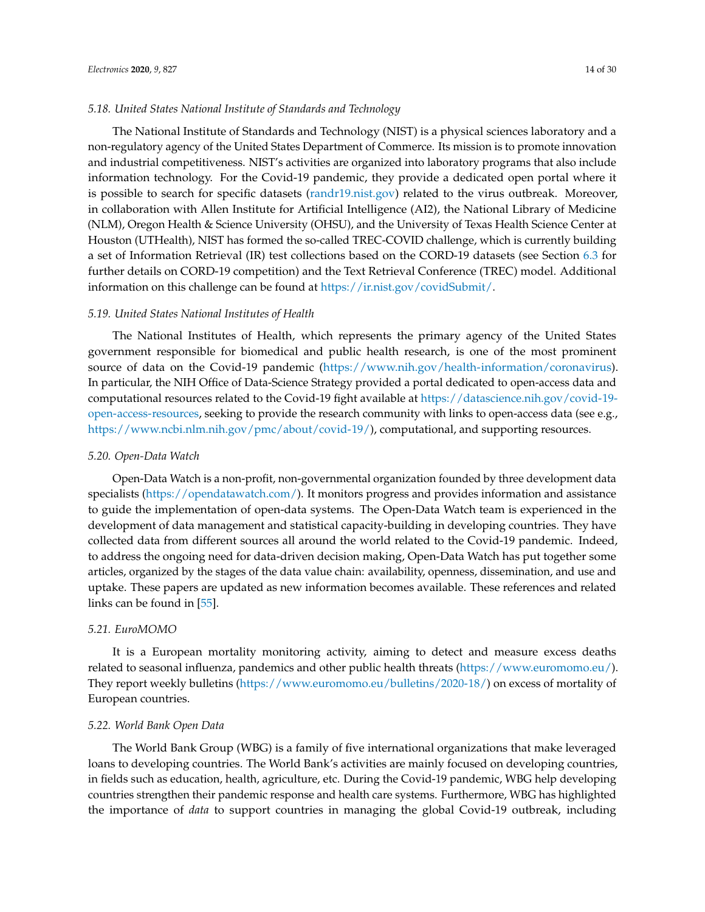### 5.18. United States National Institute of Standards and Technology

The National Institute of Standards and Technology (NIST) is a physical sciences laboratory and a non-regulatory agency of the United States Department of Commerce. Its mission is to promote innovation and industrial competitiveness. NIST's activities are organized into laboratory programs that also include information technology. For the Covid-19 pandemic, they provide a dedicated open portal where it is possible to search for specific datasets (randr19.nist.gov) related to the virus outbreak. Moreover, in collaboration with Allen Institute for Artificial Intelligence (AI2), the National Library of Medicine (NLM), Oregon Health & Science University (OHSU), and the University of Texas Health Science Center at Houston (UTHealth), NIST has formed the so-called TREC-COVID challenge, which is currently building a set of Information Retrieval (IR) test collections based on the CORD-19 datasets (see Section 6.3 for further details on CORD-19 competition) and the Text Retrieval Conference (TREC) model. Additional information on this challenge can be found at https://ir.nist.gov/covidSubmit/.

### 5.19. United States National Institutes of Health

The National Institutes of Health, which represents the primary agency of the United States government responsible for biomedical and public health research, is one of the most prominent source of data on the Covid-19 pandemic (https://www.nih.gov/health-information/coronavirus). In particular, the NIH Office of Data-Science Strategy provided a portal dedicated to open-access data and computational resources related to the Covid-19 fight available at https://datascience.nih.gov/covid-19-open-access-resources, seeking to provide the research community with links to open-access data (see e.g., https://www.ncbi.nlm.nih.gov/pmc/about/covid-19/), computational, and supporting resources.

### 5.20. Open-Data Watch

Open-Data Watch is a non-profit, non-governmental organization founded by three development data specialists (https://opendatawatch.com/). It monitors progress and provides information and assistance to guide the implementation of open-data systems. The Open-Data Watch team is experienced in the development of data management and statistical capacity-building in developing countries. They have collected data from different sources all around the world related to the Covid-19 pandemic. Indeed, to address the ongoing need for data-driven decision making, Open-Data Watch has put together some articles, organized by the stages of the data value chain: availability, openness, dissemination, and use and uptake. These papers are updated as new information becomes available. These references and related links can be found in [55].

### 5.21. EuroMOMO

It is a European mortality monitoring activity, aiming to detect and measure excess deaths related to seasonal influenza, pandemics and other public health threats (https://www.euromomo.eu/). They report weekly bulletins (https://www.euromomo.eu/bulletins/2020-18/) on excess of mortality of European countries.

### 5.22. World Bank Open Data

The World Bank Group (WBG) is a family of five international organizations that make leveraged loans to developing countries. The World Bank's activities are mainly focused on developing countries, in fields such as education, health, agriculture, etc. During the Covid-19 pandemic, WBG help developing countries strengthen their pandemic response and health care systems. Furthermore, WBG has highlighted the importance of *data* to support countries in managing the global Covid-19 outbreak, including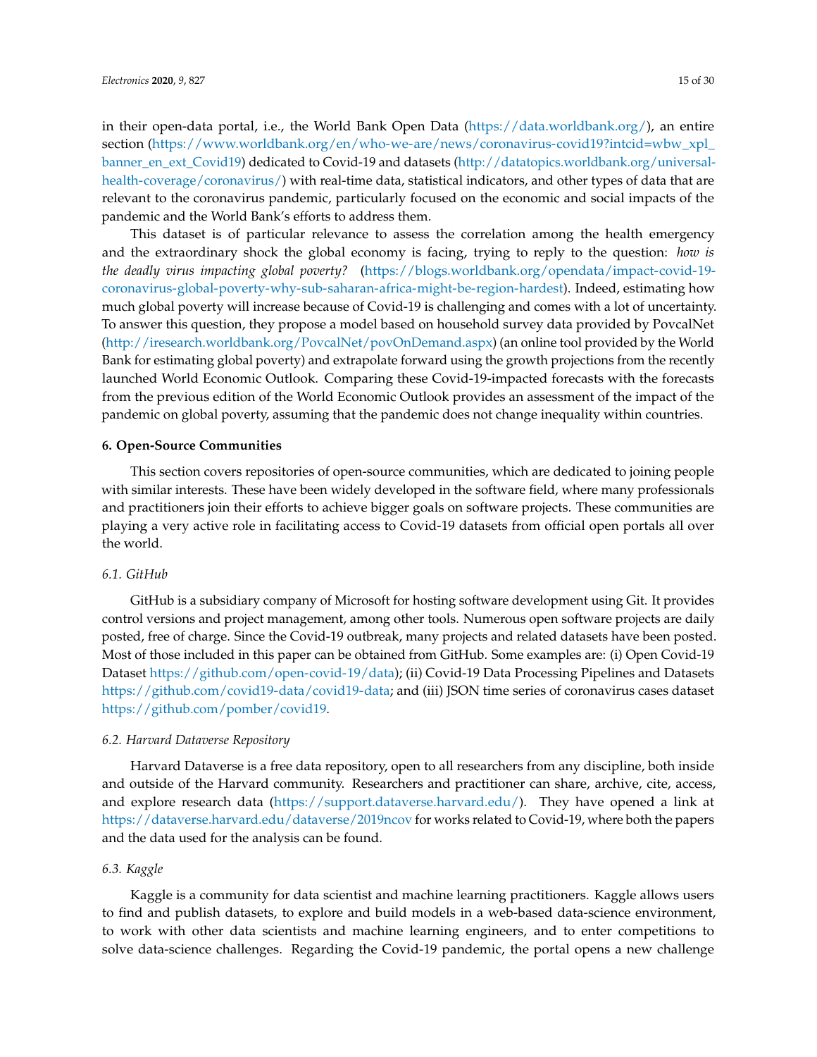in their open-data portal, i.e., the World Bank Open Data (https://data.worldbank.org/), an entire section (https://www.worldbank.org/en/who-we-are/news/coronavirus-covid19?intcid=wbw_xpl_banner_en_ext_Covid19) dedicated to Covid-19 and datasets (http://datatopics.worldbank.org/universal-health-coverage/coronavirus/) with real-time data, statistical indicators, and other types of data that are relevant to the coronavirus pandemic, particularly focused on the economic and social impacts of the pandemic and the World Bank's efforts to address them.

This dataset is of particular relevance to assess the correlation among the health emergency and the extraordinary shock the global economy is facing, trying to reply to the question: *how is the deadly virus impacting global poverty?* (https://blogs.worldbank.org/opendata/impact-covid-19-coronavirus-global-poverty-why-sub-saharan-africa-might-be-region-hardest). Indeed, estimating how much global poverty will increase because of Covid-19 is challenging and comes with a lot of uncertainty. To answer this question, they propose a model based on household survey data provided by PovcalNet (http://iresearch.worldbank.org/PovcalNet/povOnDemand.aspx) (an online tool provided by the World Bank for estimating global poverty) and extrapolate forward using the growth projections from the recently launched World Economic Outlook. Comparing these Covid-19-impacted forecasts with the forecasts from the previous edition of the World Economic Outlook provides an assessment of the impact of the pandemic on global poverty, assuming that the pandemic does not change inequality within countries.

## 6. Open-Source Communities

This section covers repositories of open-source communities, which are dedicated to joining people with similar interests. These have been widely developed in the software field, where many professionals and practitioners join their efforts to achieve bigger goals on software projects. These communities are playing a very active role in facilitating access to Covid-19 datasets from official open portals all over the world.

### 6.1. GitHub

GitHub is a subsidiary company of Microsoft for hosting software development using Git. It provides control versions and project management, among other tools. Numerous open software projects are daily posted, free of charge. Since the Covid-19 outbreak, many projects and related datasets have been posted. Most of those included in this paper can be obtained from GitHub. Some examples are: (i) Open Covid-19 Dataset https://github.com/open-covid-19/data); (ii) Covid-19 Data Processing Pipelines and Datasets https://github.com/covid19-data/covid19-data; and (iii) JSON time series of coronavirus cases dataset https://github.com/pomber/covid19.

### 6.2. Harvard Dataverse Repository

Harvard Dataverse is a free data repository, open to all researchers from any discipline, both inside and outside of the Harvard community. Researchers and practitioner can share, archive, cite, access, and explore research data (https://support.dataverse.harvard.edu/). They have opened a link at https://dataverse.harvard.edu/dataverse/2019ncov for works related to Covid-19, where both the papers and the data used for the analysis can be found.

### 6.3. Kaggle

Kaggle is a community for data scientist and machine learning practitioners. Kaggle allows users to find and publish datasets, to explore and build models in a web-based data-science environment, to work with other data scientists and machine learning engineers, and to enter competitions to solve data-science challenges. Regarding the Covid-19 pandemic, the portal opens a new challenge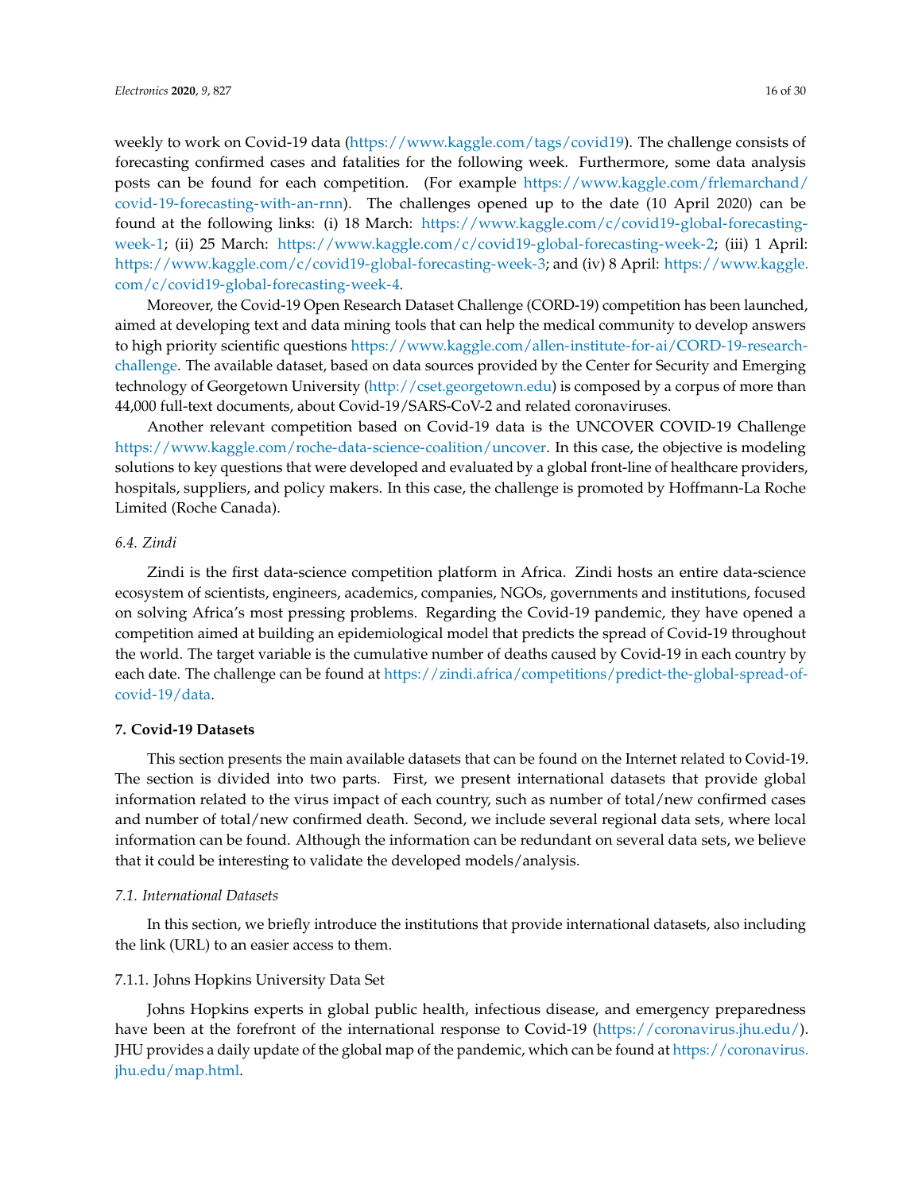weekly to work on Covid-19 data (https://www.kaggle.com/tags/covid19). The challenge consists of forecasting confirmed cases and fatalities for the following week. Furthermore, some data analysis posts can be found for each competition. (For example https://www.kaggle.com/frlemarchand/covid-19-forecasting-with-an-rnn). The challenges opened up to the date (10 April 2020) can be found at the following links: (i) 18 March: https://www.kaggle.com/c/covid19-global-forecasting-week-1; (ii) 25 March: https://www.kaggle.com/c/covid19-global-forecasting-week-2; (iii) 1 April: https://www.kaggle.com/c/covid19-global-forecasting-week-3; and (iv) 8 April: https://www.kaggle.com/c/covid19-global-forecasting-week-4.

Moreover, the Covid-19 Open Research Dataset Challenge (CORD-19) competition has been launched, aimed at developing text and data mining tools that can help the medical community to develop answers to high priority scientific questions https://www.kaggle.com/allen-institute-for-ai/CORD-19-research-challenge. The available dataset, based on data sources provided by the Center for Security and Emerging technology of Georgetown University (http://cset.georgetown.edu) is composed by a corpus of more than 44,000 full-text documents, about Covid-19/SARS-CoV-2 and related coronaviruses.

Another relevant competition based on Covid-19 data is the UNCOVER COVID-19 Challenge https://www.kaggle.com/roche-data-science-coalition/uncover. In this case, the objective is modeling solutions to key questions that were developed and evaluated by a global front-line of healthcare providers, hospitals, suppliers, and policy makers. In this case, the challenge is promoted by Hoffmann-La Roche Limited (Roche Canada).

### *6.4. Zindi*

Zindi is the first data-science competition platform in Africa. Zindi hosts an entire data-science ecosystem of scientists, engineers, academics, companies, NGOs, governments and institutions, focused on solving Africa's most pressing problems. Regarding the Covid-19 pandemic, they have opened a competition aimed at building an epidemiological model that predicts the spread of Covid-19 throughout the world. The target variable is the cumulative number of deaths caused by Covid-19 in each country by each date. The challenge can be found at https://zindi.africa/competitions/predict-the-global-spread-of-covid-19/data.

## **7. Covid-19 Datasets**

This section presents the main available datasets that can be found on the Internet related to Covid-19. The section is divided into two parts. First, we present international datasets that provide global information related to the virus impact of each country, such as number of total/new confirmed cases and number of total/new confirmed death. Second, we include several regional data sets, where local information can be found. Although the information can be redundant on several data sets, we believe that it could be interesting to validate the developed models/analysis.

### *7.1. International Datasets*

In this section, we briefly introduce the institutions that provide international datasets, also including the link (URL) to an easier access to them.

#### 7.1.1. Johns Hopkins University Data Set

Johns Hopkins experts in global public health, infectious disease, and emergency preparedness have been at the forefront of the international response to Covid-19 (https://coronavirus.jhu.edu/). JHU provides a daily update of the global map of the pandemic, which can be found at https://coronavirus.jhu.edu/map.html.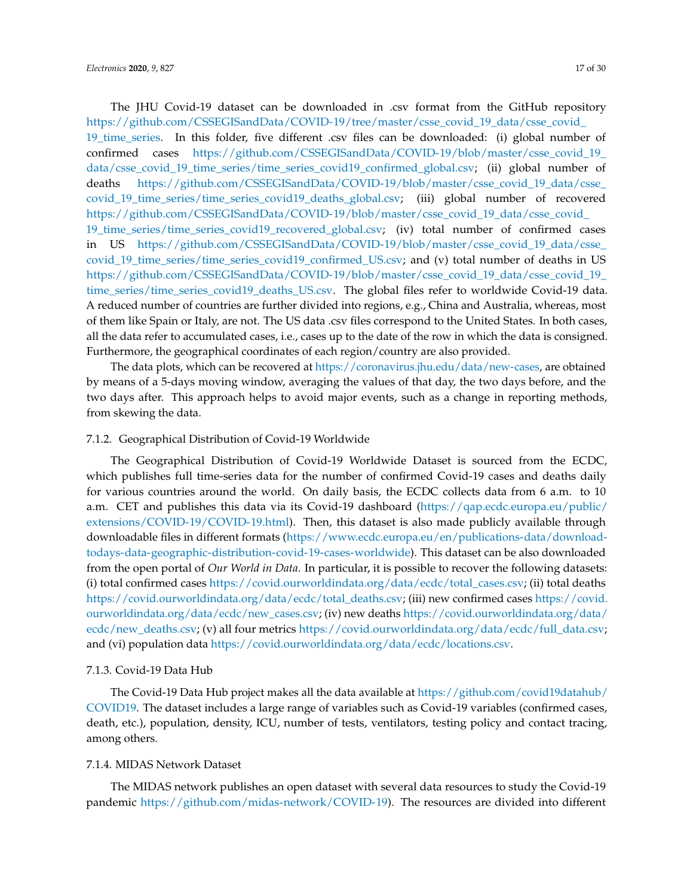The JHU Covid-19 dataset can be downloaded in .csv format from the GitHub repository https://github.com/CSSEGISandData/COVID-19/tree/master/csse_covid_19_data/csse_covid_19_time_series. In this folder, five different .csv files can be downloaded: (i) global number of confirmed cases https://github.com/CSSEGISandData/COVID-19/blob/master/csse_covid_19_data/csse_covid_19_time_series/time_series_covid19_confirmed_global.csv; (ii) global number of deaths https://github.com/CSSEGISandData/COVID-19/blob/master/csse_covid_19_data/csse_covid_19_time_series/time_series_covid19_deaths_global.csv; (iii) global number of recovered https://github.com/CSSEGISandData/COVID-19/blob/master/csse_covid_19_data/csse_covid_19_time_series/time_series_covid19_recovered_global.csv; (iv) total number of confirmed cases in US https://github.com/CSSEGISandData/COVID-19/blob/master/csse_covid_19_data/csse_covid_19_time_series/time_series_covid19_confirmed_US.csv; and (v) total number of deaths in US https://github.com/CSSEGISandData/COVID-19/blob/master/csse_covid_19_data/csse_covid_19_time_series/time_series_covid19_deaths_US.csv. The global files refer to worldwide Covid-19 data. A reduced number of countries are further divided into regions, e.g., China and Australia, whereas, most of them like Spain or Italy, are not. The US data .csv files correspond to the United States. In both cases, all the data refer to accumulated cases, i.e., cases up to the date of the row in which the data is consigned. Furthermore, the geographical coordinates of each region/country are also provided.

The data plots, which can be recovered at https://coronavirus.jhu.edu/data/new-cases, are obtained by means of a 5-days moving window, averaging the values of that day, the two days before, and the two days after. This approach helps to avoid major events, such as a change in reporting methods, from skewing the data.

#### 7.1.2. Geographical Distribution of Covid-19 Worldwide

The Geographical Distribution of Covid-19 Worldwide Dataset is sourced from the ECDC, which publishes full time-series data for the number of confirmed Covid-19 cases and deaths daily for various countries around the world. On daily basis, the ECDC collects data from 6 a.m. to 10 a.m. CET and publishes this data via its Covid-19 dashboard (https://qap.ecdc.europa.eu/public/extensions/COVID-19/COVID-19.html). Then, this dataset is also made publicly available through downloadable files in different formats (https://www.ecdc.europa.eu/en/publications-data/download-todays-data-geographic-distribution-covid-19-cases-worldwide). This dataset can be also downloaded from the open portal of *Our World in Data*. In particular, it is possible to recover the following datasets: (i) total confirmed cases https://covid.ourworldindata.org/data/ecdc/total_cases.csv; (ii) total deaths https://covid.ourworldindata.org/data/ecdc/total_deaths.csv; (iii) new confirmed cases https://covid.ourworldindata.org/data/ecdc/new_cases.csv; (iv) new deaths https://covid.ourworldindata.org/data/ecdc/new_deaths.csv; (v) all four metrics https://covid.ourworldindata.org/data/ecdc/full_data.csv; and (vi) population data https://covid.ourworldindata.org/data/ecdc/locations.csv.

#### 7.1.3. Covid-19 Data Hub

The Covid-19 Data Hub project makes all the data available at https://github.com/covid19datahub/COVID19. The dataset includes a large range of variables such as Covid-19 variables (confirmed cases, death, etc.), population, density, ICU, number of tests, ventilators, testing policy and contact tracing, among others.

#### 7.1.4. MIDAS Network Dataset

The MIDAS network publishes an open dataset with several data resources to study the Covid-19 pandemic https://github.com/midas-network/COVID-19). The resources are divided into different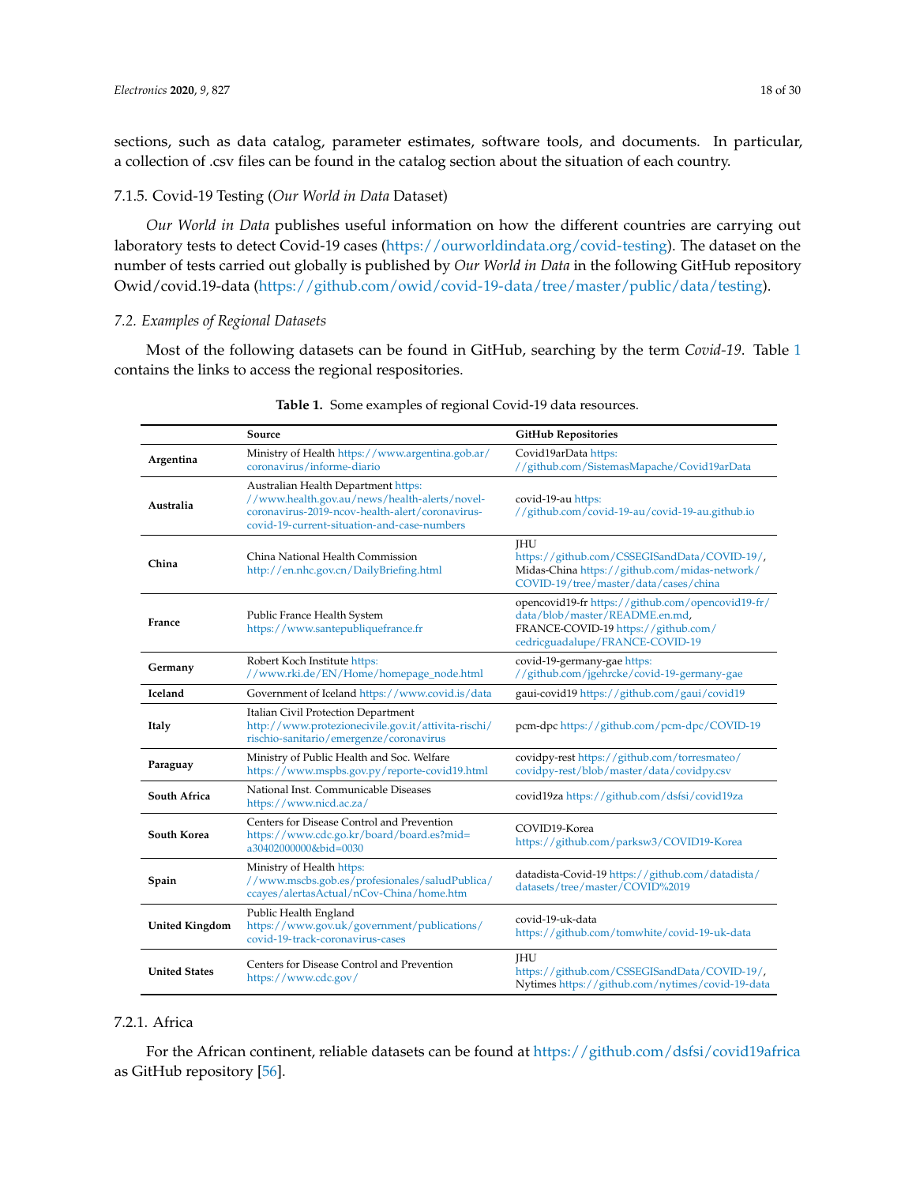sections, such as data catalog, parameter estimates, software tools, and documents. In particular, a collection of .csv files can be found in the catalog section about the situation of each country.

#### 7.1.5. Covid-19 Testing (*Our World in Data* Dataset)

*Our World in Data* publishes useful information on how the different countries are carrying out laboratory tests to detect Covid-19 cases (https://ourworldindata.org/covid-testing). The dataset on the number of tests carried out globally is published by *Our World in Data* in the following GitHub repository Owid/covid.19-data (https://github.com/owid/covid-19-data/tree/master/public/data/testing).

### *7.2. Examples of Regional Datasets*

Most of the following datasets can be found in GitHub, searching by the term *Covid-19*. Table 1 contains the links to access the regional respositories.

**Table 1.** Some examples of regional Covid-19 data resources.

| | **Source** | **GitHub Repositories** |
|---|---|---|
| **Argentina** | Ministry of Health https://www.argentina.gob.ar/coronavirus/informe-diario | Covid19arData https://github.com/SistemasMapache/Covid19arData |
| **Australia** | Australian Health Department https://www.health.gov.au/news/health-alerts/novel-coronavirus-2019-ncov-health-alert/coronavirus-covid-19-current-situation-and-case-numbers | covid-19-au https://github.com/covid-19-au/covid-19-au.github.io |
| **China** | China National Health Commission http://en.nhc.gov.cn/DailyBriefing.html | JHU https://github.com/CSSEGISandData/COVID-19/, Midas-China https://github.com/midas-network/COVID-19/tree/master/data/cases/china |
| **France** | Public France Health System https://www.santepubliquefrance.fr | opencovid19-fr https://github.com/opencovid19-fr/data/blob/master/README.en.md, FRANCE-COVID-19 https://github.com/cedricguadalupe/FRANCE-COVID-19 |
| **Germany** | Robert Koch Institute https://www.rki.de/EN/Home/homepage_node.html | covid-19-germany-gae https://github.com/jgehrcke/covid-19-germany-gae |
| **Iceland** | Government of Iceland https://www.covid.is/data | gaui-covid19 https://github.com/gaui/covid19 |
| **Italy** | Italian Civil Protection Department http://www.protezionecivile.gov.it/attivita-rischi/rischio-sanitario/emergenze/coronavirus | pcm-dpc https://github.com/pcm-dpc/COVID-19 |
| **Paraguay** | Ministry of Public Health and Soc. Welfare https://www.mspbs.gov.py/reporte-covid19.html | covidpy-rest https://github.com/torresmateo/covidpy-rest/blob/master/data/covidpy.csv |
| **South Africa** | National Inst. Communicable Diseases https://www.nicd.ac.za/ | covid19za https://github.com/dsfsi/covid19za |
| **South Korea** | Centers for Disease Control and Prevention https://www.cdc.go.kr/board/board.es?mid=a30402000000&bid=0030 | COVID19-Korea https://github.com/parksw3/COVID19-Korea |
| **Spain** | Ministry of Health https://www.mscbs.gob.es/profesionales/saludPublica/ccayes/alertasActual/nCov-China/home.htm | datadista-Covid-19 https://github.com/datadista/datasets/tree/master/COVID%2019 |
| **United Kingdom** | Public Health England https://www.gov.uk/government/publications/covid-19-track-coronavirus-cases | covid-19-uk-data https://github.com/tomwhite/covid-19-uk-data |
| **United States** | Centers for Disease Control and Prevention https://www.cdc.gov/ | JHU https://github.com/CSSEGISandData/COVID-19/, Nytimes https://github.com/nytimes/covid-19-data |

#### 7.2.1. Africa

For the African continent, reliable datasets can be found at https://github.com/dsfsi/covid19africa as GitHub repository [56].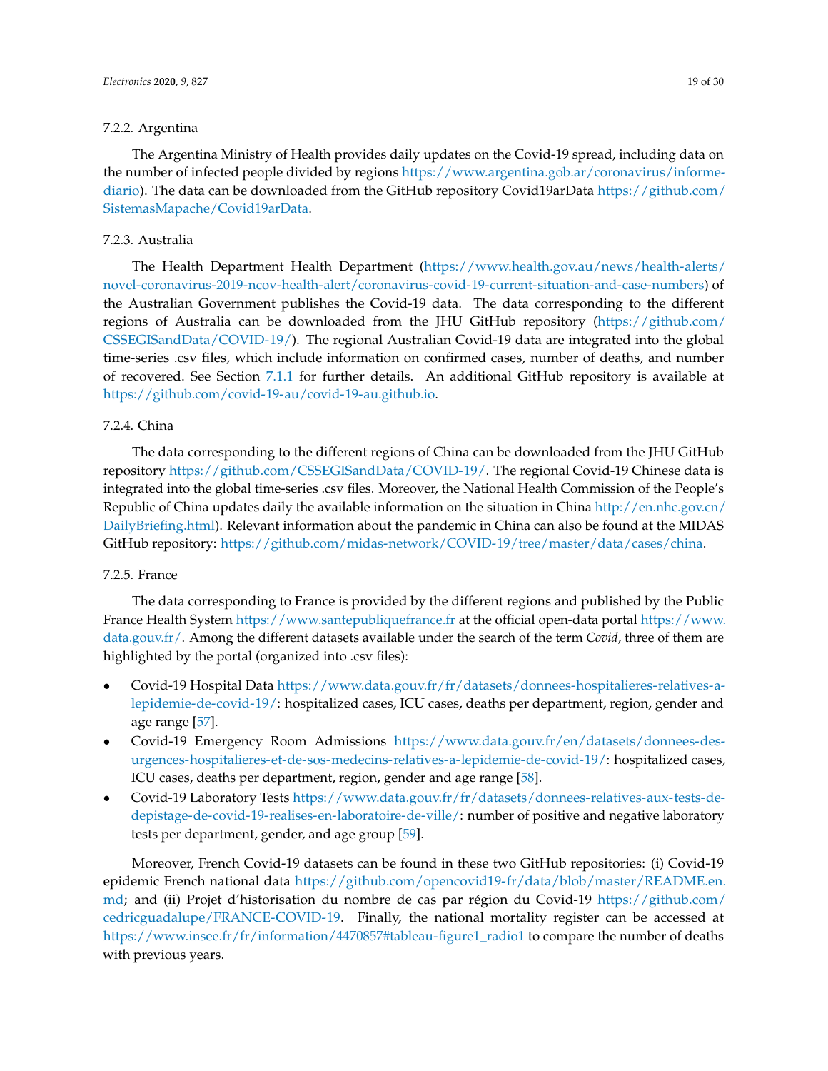#### 7.2.2. Argentina

The Argentina Ministry of Health provides daily updates on the Covid-19 spread, including data on the number of infected people divided by regions https://www.argentina.gob.ar/coronavirus/informe-diario). The data can be downloaded from the GitHub repository Covid19arData https://github.com/SistemasMapache/Covid19arData.

#### 7.2.3. Australia

The Health Department Health Department (https://www.health.gov.au/news/health-alerts/novel-coronavirus-2019-ncov-health-alert/coronavirus-covid-19-current-situation-and-case-numbers) of the Australian Government publishes the Covid-19 data. The data corresponding to the different regions of Australia can be downloaded from the JHU GitHub repository (https://github.com/CSSEGISandData/COVID-19/). The regional Australian Covid-19 data are integrated into the global time-series .csv files, which include information on confirmed cases, number of deaths, and number of recovered. See Section 7.1.1 for further details. An additional GitHub repository is available at https://github.com/covid-19-au/covid-19-au.github.io.

#### 7.2.4. China

The data corresponding to the different regions of China can be downloaded from the JHU GitHub repository https://github.com/CSSEGISandData/COVID-19/. The regional Covid-19 Chinese data is integrated into the global time-series .csv files. Moreover, the National Health Commission of the People's Republic of China updates daily the available information on the situation in China http://en.nhc.gov.cn/DailyBriefing.html). Relevant information about the pandemic in China can also be found at the MIDAS GitHub repository: https://github.com/midas-network/COVID-19/tree/master/data/cases/china.

#### 7.2.5. France

The data corresponding to France is provided by the different regions and published by the Public France Health System https://www.santepubliquefrance.fr at the official open-data portal https://www.data.gouv.fr/. Among the different datasets available under the search of the term *Covid*, three of them are highlighted by the portal (organized into .csv files):

- Covid-19 Hospital Data https://www.data.gouv.fr/fr/datasets/donnees-hospitalieres-relatives-a-lepidemie-de-covid-19/: hospitalized cases, ICU cases, deaths per department, region, gender and age range [57].
- Covid-19 Emergency Room Admissions https://www.data.gouv.fr/en/datasets/donnees-des-urgences-hospitalieres-et-de-sos-medecins-relatives-a-lepidemie-de-covid-19/: hospitalized cases, ICU cases, deaths per department, region, gender and age range [58].
- Covid-19 Laboratory Tests https://www.data.gouv.fr/fr/datasets/donnees-relatives-aux-tests-de-depistage-de-covid-19-realises-en-laboratoire-de-ville/: number of positive and negative laboratory tests per department, gender, and age group [59].

Moreover, French Covid-19 datasets can be found in these two GitHub repositories: (i) Covid-19 epidemic French national data https://github.com/opencovid19-fr/data/blob/master/README.en.md; and (ii) Projet d'historisation du nombre de cas par région du Covid-19 https://github.com/cedricguadalupe/FRANCE-COVID-19. Finally, the national mortality register can be accessed at https://www.insee.fr/fr/information/4470857#tableau-figure1_radio1 to compare the number of deaths with previous years.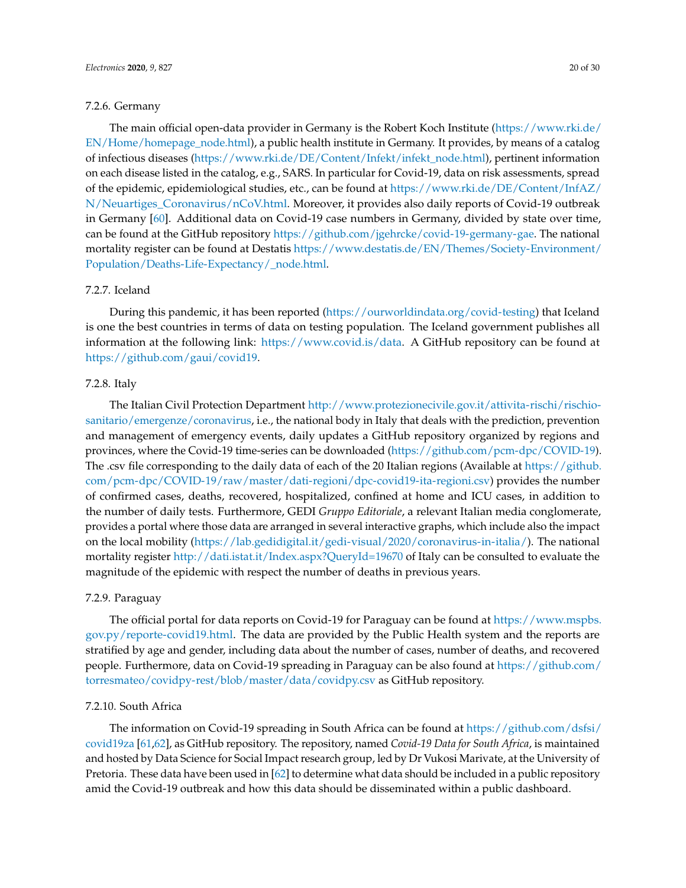#### 7.2.6. Germany

The main official open-data provider in Germany is the Robert Koch Institute (https://www.rki.de/EN/Home/homepage_node.html), a public health institute in Germany. It provides, by means of a catalog of infectious diseases (https://www.rki.de/DE/Content/Infekt/infekt_node.html), pertinent information on each disease listed in the catalog, e.g., SARS. In particular for Covid-19, data on risk assessments, spread of the epidemic, epidemiological studies, etc., can be found at https://www.rki.de/DE/Content/InfAZ/N/Neuartiges_Coronavirus/nCoV.html. Moreover, it provides also daily reports of Covid-19 outbreak in Germany [60]. Additional data on Covid-19 case numbers in Germany, divided by state over time, can be found at the GitHub repository https://github.com/jgehrcke/covid-19-germany-gae. The national mortality register can be found at Destatis https://www.destatis.de/EN/Themes/Society-Environment/Population/Deaths-Life-Expectancy/_node.html.

#### 7.2.7. Iceland

During this pandemic, it has been reported (https://ourworldindata.org/covid-testing) that Iceland is one the best countries in terms of data on testing population. The Iceland government publishes all information at the following link: https://www.covid.is/data. A GitHub repository can be found at https://github.com/gaui/covid19.

#### 7.2.8. Italy

The Italian Civil Protection Department http://www.protezionecivile.gov.it/attivita-rischi/rischio-sanitario/emergenze/coronavirus, i.e., the national body in Italy that deals with the prediction, prevention and management of emergency events, daily updates a GitHub repository organized by regions and provinces, where the Covid-19 time-series can be downloaded (https://github.com/pcm-dpc/COVID-19). The .csv file corresponding to the daily data of each of the 20 Italian regions (Available at https://github.com/pcm-dpc/COVID-19/raw/master/dati-regioni/dpc-covid19-ita-regioni.csv) provides the number of confirmed cases, deaths, recovered, hospitalized, confined at home and ICU cases, in addition to the number of daily tests. Furthermore, GEDI *Gruppo Editoriale*, a relevant Italian media conglomerate, provides a portal where those data are arranged in several interactive graphs, which include also the impact on the local mobility (https://lab.gedidigital.it/gedi-visual/2020/coronavirus-in-italia/). The national mortality register http://dati.istat.it/Index.aspx?QueryId=19670 of Italy can be consulted to evaluate the magnitude of the epidemic with respect the number of deaths in previous years.

#### 7.2.9. Paraguay

The official portal for data reports on Covid-19 for Paraguay can be found at https://www.mspbs.gov.py/reporte-covid19.html. The data are provided by the Public Health system and the reports are stratified by age and gender, including data about the number of cases, number of deaths, and recovered people. Furthermore, data on Covid-19 spreading in Paraguay can be also found at https://github.com/torresmateo/covidpy-rest/blob/master/data/covidpy.csv as GitHub repository.

#### 7.2.10. South Africa

The information on Covid-19 spreading in South Africa can be found at https://github.com/dsfsi/covid19za [61,62], as GitHub repository. The repository, named *Covid-19 Data for South Africa*, is maintained and hosted by Data Science for Social Impact research group, led by Dr Vukosi Marivate, at the University of Pretoria. These data have been used in [62] to determine what data should be included in a public repository amid the Covid-19 outbreak and how this data should be disseminated within a public dashboard.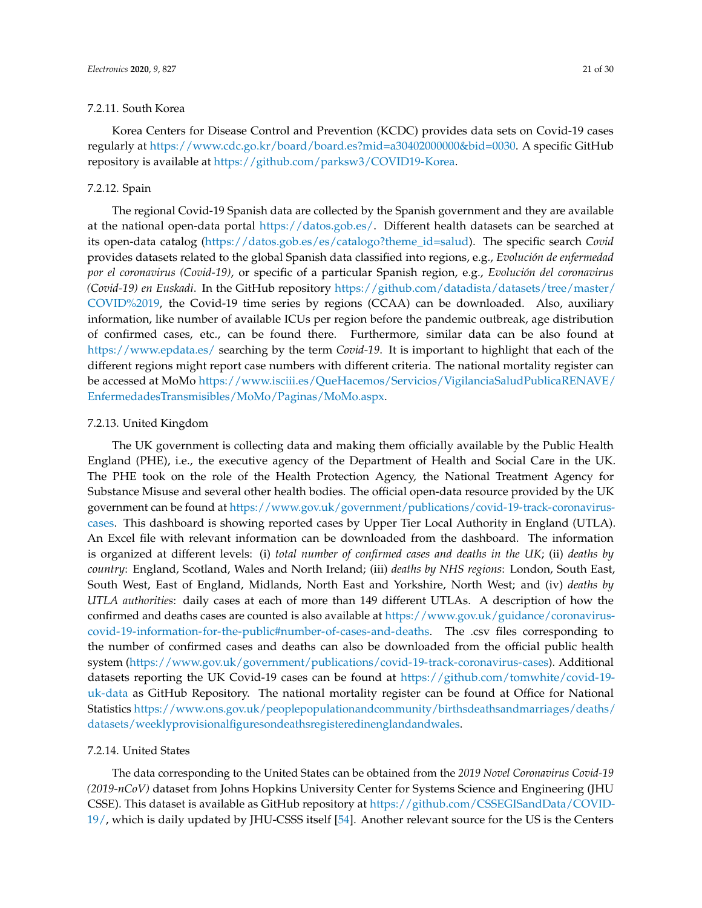#### 7.2.11. South Korea

Korea Centers for Disease Control and Prevention (KCDC) provides data sets on Covid-19 cases regularly at https://www.cdc.go.kr/board/board.es?mid=a30402000000&bid=0030. A specific GitHub repository is available at https://github.com/parksw3/COVID19-Korea.

#### 7.2.12. Spain

The regional Covid-19 Spanish data are collected by the Spanish government and they are available at the national open-data portal https://datos.gob.es/. Different health datasets can be searched at its open-data catalog (https://datos.gob.es/es/catalogo?theme_id=salud). The specific search *Covid* provides datasets related to the global Spanish data classified into regions, e.g., *Evolución de enfermedad por el coronavirus (Covid-19)*, or specific of a particular Spanish region, e.g., *Evolución del coronavirus (Covid-19) en Euskadi*. In the GitHub repository https://github.com/datadista/datasets/tree/master/COVID%2019, the Covid-19 time series by regions (CCAA) can be downloaded. Also, auxiliary information, like number of available ICUs per region before the pandemic outbreak, age distribution of confirmed cases, etc., can be found there. Furthermore, similar data can be also found at https://www.epdata.es/ searching by the term *Covid-19*. It is important to highlight that each of the different regions might report case numbers with different criteria. The national mortality register can be accessed at MoMo https://www.isciii.es/QueHacemos/Servicios/VigilanciaSaludPublicaRENAVE/EnfermedadesTransmisibles/MoMo/Paginas/MoMo.aspx.

#### 7.2.13. United Kingdom

The UK government is collecting data and making them officially available by the Public Health England (PHE), i.e., the executive agency of the Department of Health and Social Care in the UK. The PHE took on the role of the Health Protection Agency, the National Treatment Agency for Substance Misuse and several other health bodies. The official open-data resource provided by the UK government can be found at https://www.gov.uk/government/publications/covid-19-track-coronavirus-cases. This dashboard is showing reported cases by Upper Tier Local Authority in England (UTLA). An Excel file with relevant information can be downloaded from the dashboard. The information is organized at different levels: (i) *total number of confirmed cases and deaths in the UK*; (ii) *deaths by country*: England, Scotland, Wales and North Ireland; (iii) *deaths by NHS regions*: London, South East, South West, East of England, Midlands, North East and Yorkshire, North West; and (iv) *deaths by UTLA authorities*: daily cases at each of more than 149 different UTLAs. A description of how the confirmed and deaths cases are counted is also available at https://www.gov.uk/guidance/coronavirus-covid-19-information-for-the-public#number-of-cases-and-deaths. The .csv files corresponding to the number of confirmed cases and deaths can also be downloaded from the official public health system (https://www.gov.uk/government/publications/covid-19-track-coronavirus-cases). Additional datasets reporting the UK Covid-19 cases can be found at https://github.com/tomwhite/covid-19-uk-data as GitHub Repository. The national mortality register can be found at Office for National Statistics https://www.ons.gov.uk/peoplepopulationandcommunity/birthsdeathsandmarriages/deaths/datasets/weeklyprovisionalfiguresondeathsregisteredinenglandandwales.

#### 7.2.14. United States

The data corresponding to the United States can be obtained from the *2019 Novel Coronavirus Covid-19 (2019-nCoV)* dataset from Johns Hopkins University Center for Systems Science and Engineering (JHU CSSE). This dataset is available as GitHub repository at https://github.com/CSSEGISandData/COVID-19/, which is daily updated by JHU-CSSS itself [54]. Another relevant source for the US is the Centers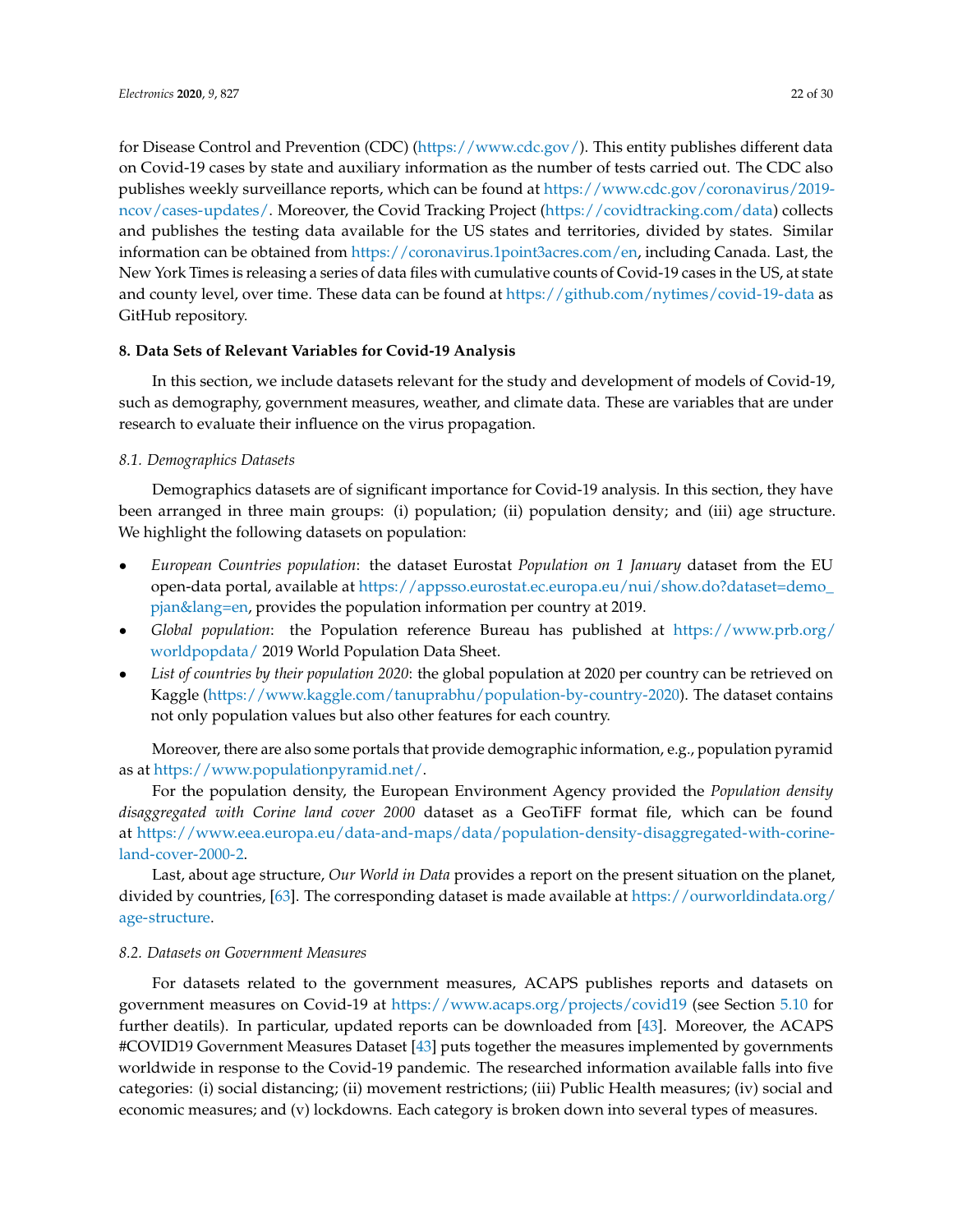for Disease Control and Prevention (CDC) (https://www.cdc.gov/). This entity publishes different data on Covid-19 cases by state and auxiliary information as the number of tests carried out. The CDC also publishes weekly surveillance reports, which can be found at https://www.cdc.gov/coronavirus/2019-ncov/cases-updates/. Moreover, the Covid Tracking Project (https://covidtracking.com/data) collects and publishes the testing data available for the US states and territories, divided by states. Similar information can be obtained from https://coronavirus.1point3acres.com/en, including Canada. Last, the New York Times is releasing a series of data files with cumulative counts of Covid-19 cases in the US, at state and county level, over time. These data can be found at https://github.com/nytimes/covid-19-data as GitHub repository.

## 8. Data Sets of Relevant Variables for Covid-19 Analysis

In this section, we include datasets relevant for the study and development of models of Covid-19, such as demography, government measures, weather, and climate data. These are variables that are under research to evaluate their influence on the virus propagation.

### 8.1. Demographics Datasets

Demographics datasets are of significant importance for Covid-19 analysis. In this section, they have been arranged in three main groups: (i) population; (ii) population density; and (iii) age structure. We highlight the following datasets on population:

- *European Countries population*: the dataset Eurostat *Population on 1 January* dataset from the EU open-data portal, available at https://appsso.eurostat.ec.europa.eu/nui/show.do?dataset=demo_pjan&lang=en, provides the population information per country at 2019.
- *Global population*: the Population reference Bureau has published at https://www.prb.org/worldpopdata/ 2019 World Population Data Sheet.
- *List of countries by their population 2020*: the global population at 2020 per country can be retrieved on Kaggle (https://www.kaggle.com/tanuprabhu/population-by-country-2020). The dataset contains not only population values but also other features for each country.

Moreover, there are also some portals that provide demographic information, e.g., population pyramid as at https://www.populationpyramid.net/.

For the population density, the European Environment Agency provided the *Population density disaggregated with Corine land cover 2000* dataset as a GeoTiFF format file, which can be found at https://www.eea.europa.eu/data-and-maps/data/population-density-disaggregated-with-corine-land-cover-2000-2.

Last, about age structure, *Our World in Data* provides a report on the present situation on the planet, divided by countries, [63]. The corresponding dataset is made available at https://ourworldindata.org/age-structure.

### 8.2. Datasets on Government Measures

For datasets related to the government measures, ACAPS publishes reports and datasets on government measures on Covid-19 at https://www.acaps.org/projects/covid19 (see Section 5.10 for further deatils). In particular, updated reports can be downloaded from [43]. Moreover, the ACAPS #COVID19 Government Measures Dataset [43] puts together the measures implemented by governments worldwide in response to the Covid-19 pandemic. The researched information available falls into five categories: (i) social distancing; (ii) movement restrictions; (iii) Public Health measures; (iv) social and economic measures; and (v) lockdowns. Each category is broken down into several types of measures.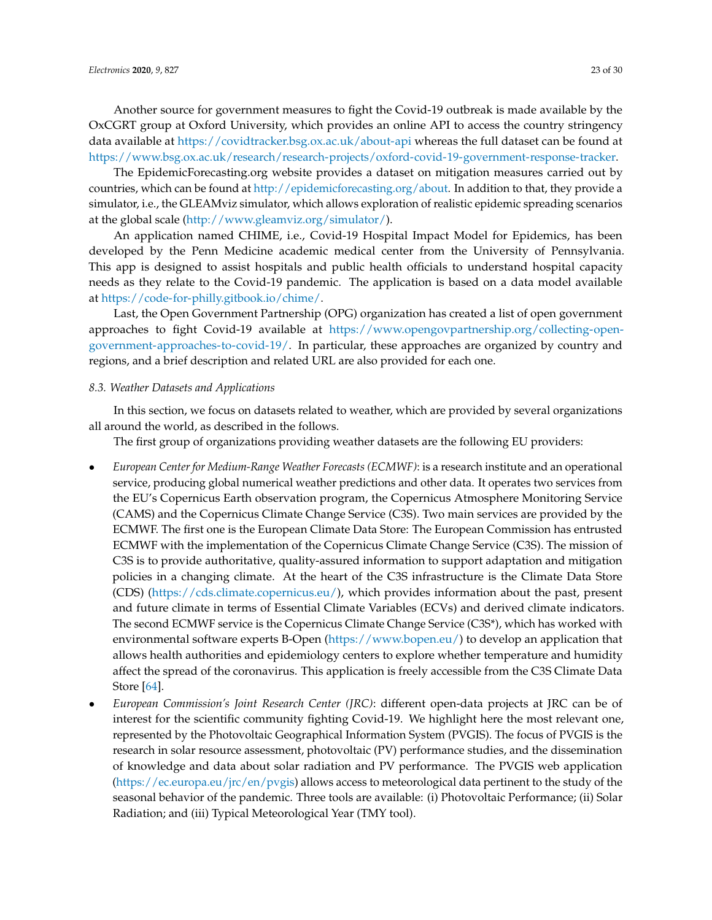Another source for government measures to fight the Covid-19 outbreak is made available by the OxCGRT group at Oxford University, which provides an online API to access the country stringency data available at https://covidtracker.bsg.ox.ac.uk/about-api whereas the full dataset can be found at https://www.bsg.ox.ac.uk/research/research-projects/oxford-covid-19-government-response-tracker.

The EpidemicForecasting.org website provides a dataset on mitigation measures carried out by countries, which can be found at http://epidemicforecasting.org/about. In addition to that, they provide a simulator, i.e., the GLEAMviz simulator, which allows exploration of realistic epidemic spreading scenarios at the global scale (http://www.gleamviz.org/simulator/).

An application named CHIME, i.e., Covid-19 Hospital Impact Model for Epidemics, has been developed by the Penn Medicine academic medical center from the University of Pennsylvania. This app is designed to assist hospitals and public health officials to understand hospital capacity needs as they relate to the Covid-19 pandemic. The application is based on a data model available at https://code-for-philly.gitbook.io/chime/.

Last, the Open Government Partnership (OPG) organization has created a list of open government approaches to fight Covid-19 available at https://www.opengovpartnership.org/collecting-open-government-approaches-to-covid-19/. In particular, these approaches are organized by country and regions, and a brief description and related URL are also provided for each one.

### *8.3. Weather Datasets and Applications*

In this section, we focus on datasets related to weather, which are provided by several organizations all around the world, as described in the follows.

The first group of organizations providing weather datasets are the following EU providers:

- *European Center for Medium-Range Weather Forecasts (ECMWF)*: is a research institute and an operational service, producing global numerical weather predictions and other data. It operates two services from the EU's Copernicus Earth observation program, the Copernicus Atmosphere Monitoring Service (CAMS) and the Copernicus Climate Change Service (C3S). Two main services are provided by the ECMWF. The first one is the European Climate Data Store: The European Commission has entrusted ECMWF with the implementation of the Copernicus Climate Change Service (C3S). The mission of C3S is to provide authoritative, quality-assured information to support adaptation and mitigation policies in a changing climate. At the heart of the C3S infrastructure is the Climate Data Store (CDS) (https://cds.climate.copernicus.eu/), which provides information about the past, present and future climate in terms of Essential Climate Variables (ECVs) and derived climate indicators. The second ECMWF service is the Copernicus Climate Change Service (C3S*), which has worked with environmental software experts B-Open (https://www.bopen.eu/) to develop an application that allows health authorities and epidemiology centers to explore whether temperature and humidity affect the spread of the coronavirus. This application is freely accessible from the C3S Climate Data Store [64].
- *European Commission's Joint Research Center (JRC)*: different open-data projects at JRC can be of interest for the scientific community fighting Covid-19. We highlight here the most relevant one, represented by the Photovoltaic Geographical Information System (PVGIS). The focus of PVGIS is the research in solar resource assessment, photovoltaic (PV) performance studies, and the dissemination of knowledge and data about solar radiation and PV performance. The PVGIS web application (https://ec.europa.eu/jrc/en/pvgis) allows access to meteorological data pertinent to the study of the seasonal behavior of the pandemic. Three tools are available: (i) Photovoltaic Performance; (ii) Solar Radiation; and (iii) Typical Meteorological Year (TMY tool).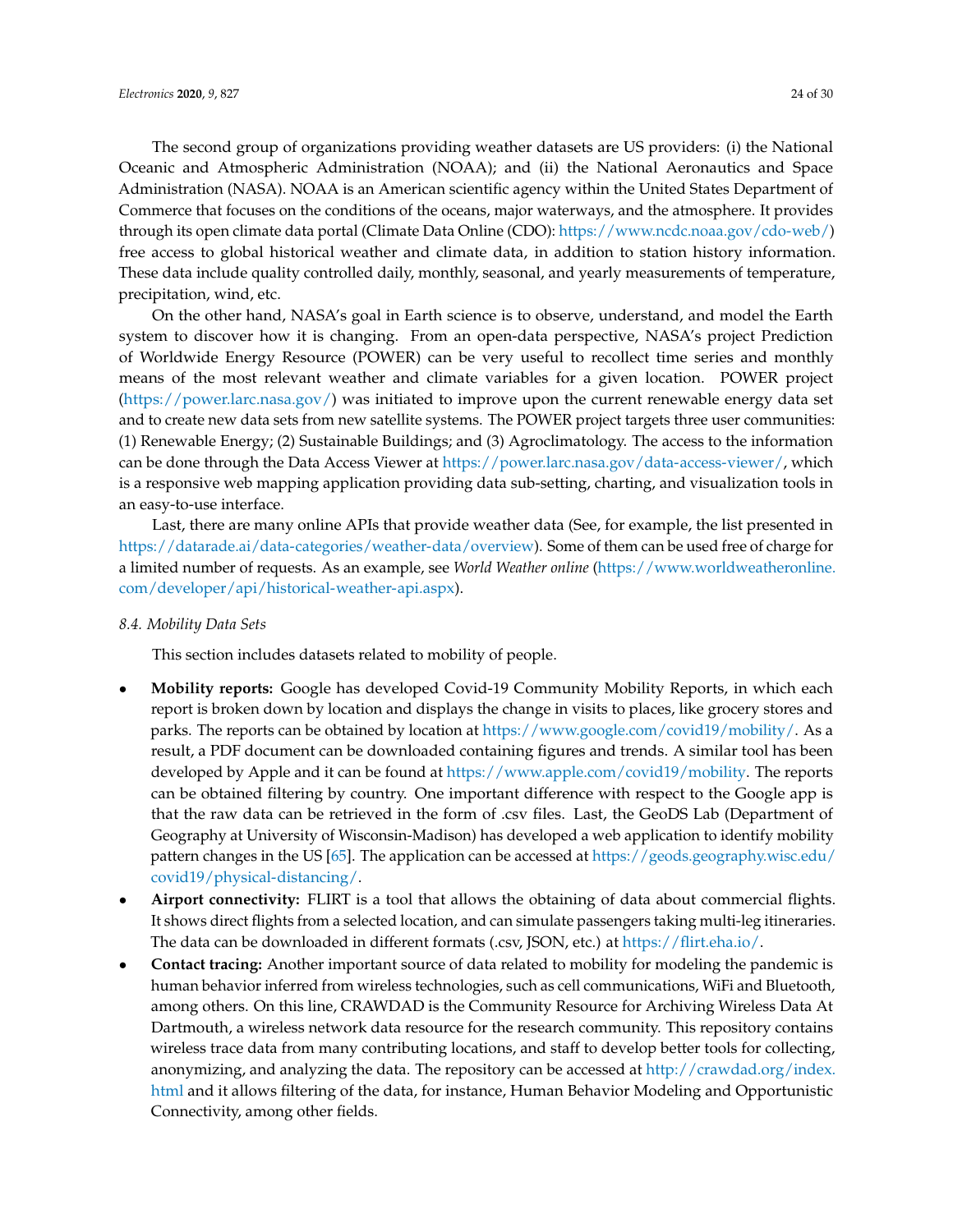The second group of organizations providing weather datasets are US providers: (i) the National Oceanic and Atmospheric Administration (NOAA); and (ii) the National Aeronautics and Space Administration (NASA). NOAA is an American scientific agency within the United States Department of Commerce that focuses on the conditions of the oceans, major waterways, and the atmosphere. It provides through its open climate data portal (Climate Data Online (CDO): https://www.ncdc.noaa.gov/cdo-web/) free access to global historical weather and climate data, in addition to station history information. These data include quality controlled daily, monthly, seasonal, and yearly measurements of temperature, precipitation, wind, etc.

On the other hand, NASA's goal in Earth science is to observe, understand, and model the Earth system to discover how it is changing. From an open-data perspective, NASA's project Prediction of Worldwide Energy Resource (POWER) can be very useful to recollect time series and monthly means of the most relevant weather and climate variables for a given location. POWER project (https://power.larc.nasa.gov/) was initiated to improve upon the current renewable energy data set and to create new data sets from new satellite systems. The POWER project targets three user communities: (1) Renewable Energy; (2) Sustainable Buildings; and (3) Agroclimatology. The access to the information can be done through the Data Access Viewer at https://power.larc.nasa.gov/data-access-viewer/, which is a responsive web mapping application providing data sub-setting, charting, and visualization tools in an easy-to-use interface.

Last, there are many online APIs that provide weather data (See, for example, the list presented in https://datarade.ai/data-categories/weather-data/overview). Some of them can be used free of charge for a limited number of requests. As an example, see *World Weather online* (https://www.worldweatheronline.com/developer/api/historical-weather-api.aspx).

### 8.4. Mobility Data Sets

This section includes datasets related to mobility of people.

- **Mobility reports:** Google has developed Covid-19 Community Mobility Reports, in which each report is broken down by location and displays the change in visits to places, like grocery stores and parks. The reports can be obtained by location at https://www.google.com/covid19/mobility/. As a result, a PDF document can be downloaded containing figures and trends. A similar tool has been developed by Apple and it can be found at https://www.apple.com/covid19/mobility. The reports can be obtained filtering by country. One important difference with respect to the Google app is that the raw data can be retrieved in the form of .csv files. Last, the GeoDS Lab (Department of Geography at University of Wisconsin-Madison) has developed a web application to identify mobility pattern changes in the US [65]. The application can be accessed at https://geods.geography.wisc.edu/covid19/physical-distancing/.
- **Airport connectivity:** FLIRT is a tool that allows the obtaining of data about commercial flights. It shows direct flights from a selected location, and can simulate passengers taking multi-leg itineraries. The data can be downloaded in different formats (.csv, JSON, etc.) at https://flirt.eha.io/.
- **Contact tracing:** Another important source of data related to mobility for modeling the pandemic is human behavior inferred from wireless technologies, such as cell communications, WiFi and Bluetooth, among others. On this line, CRAWDAD is the Community Resource for Archiving Wireless Data At Dartmouth, a wireless network data resource for the research community. This repository contains wireless trace data from many contributing locations, and staff to develop better tools for collecting, anonymizing, and analyzing the data. The repository can be accessed at http://crawdad.org/index.html and it allows filtering of the data, for instance, Human Behavior Modeling and Opportunistic Connectivity, among other fields.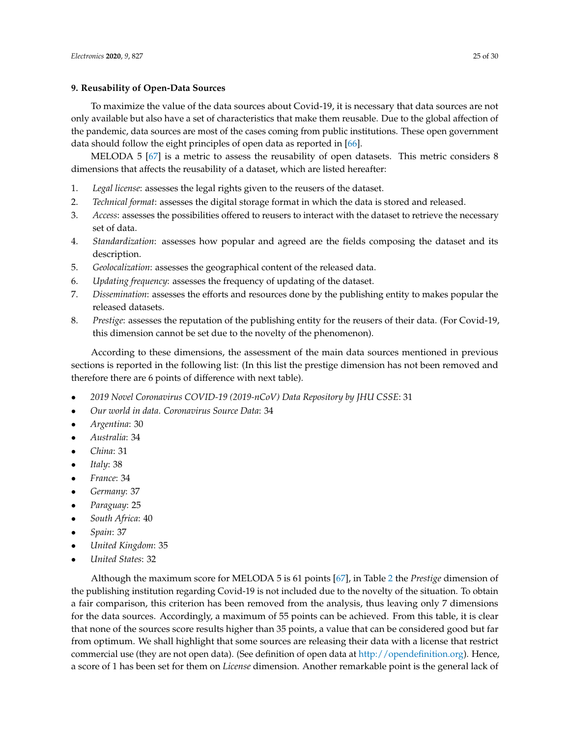## 9. Reusability of Open-Data Sources

To maximize the value of the data sources about Covid-19, it is necessary that data sources are not only available but also have a set of characteristics that make them reusable. Due to the global affection of the pandemic, data sources are most of the cases coming from public institutions. These open government data should follow the eight principles of open data as reported in [66].

MELODA 5 [67] is a metric to assess the reusability of open datasets. This metric considers 8 dimensions that affects the reusability of a dataset, which are listed hereafter:

1. *Legal license*: assesses the legal rights given to the reusers of the dataset.
2. *Technical format*: assesses the digital storage format in which the data is stored and released.
3. *Access*: assesses the possibilities offered to reusers to interact with the dataset to retrieve the necessary set of data.
4. *Standardization*: assesses how popular and agreed are the fields composing the dataset and its description.
5. *Geolocalization*: assesses the geographical content of the released data.
6. *Updating frequency*: assesses the frequency of updating of the dataset.
7. *Dissemination*: assesses the efforts and resources done by the publishing entity to makes popular the released datasets.
8. *Prestige*: assesses the reputation of the publishing entity for the reusers of their data. (For Covid-19, this dimension cannot be set due to the novelty of the phenomenon).

According to these dimensions, the assessment of the main data sources mentioned in previous sections is reported in the following list: (In this list the prestige dimension has not been removed and therefore there are 6 points of difference with next table).

- *2019 Novel Coronavirus COVID-19 (2019-nCoV) Data Repository by JHU CSSE*: 31
- *Our world in data. Coronavirus Source Data*: 34
- *Argentina*: 30
- *Australia*: 34
- *China*: 31
- *Italy*: 38
- *France*: 34
- *Germany*: 37
- *Paraguay*: 25
- *South Africa*: 40
- *Spain*: 37
- *United Kingdom*: 35
- *United States*: 32

Although the maximum score for MELODA 5 is 61 points [67], in Table 2 the *Prestige* dimension of the publishing institution regarding Covid-19 is not included due to the novelty of the situation. To obtain a fair comparison, this criterion has been removed from the analysis, thus leaving only 7 dimensions for the data sources. Accordingly, a maximum of 55 points can be achieved. From this table, it is clear that none of the sources score results higher than 35 points, a value that can be considered good but far from optimum. We shall highlight that some sources are releasing their data with a license that restrict commercial use (they are not open data). (See definition of open data at http://opendefinition.org). Hence, a score of 1 has been set for them on *License* dimension. Another remarkable point is the general lack of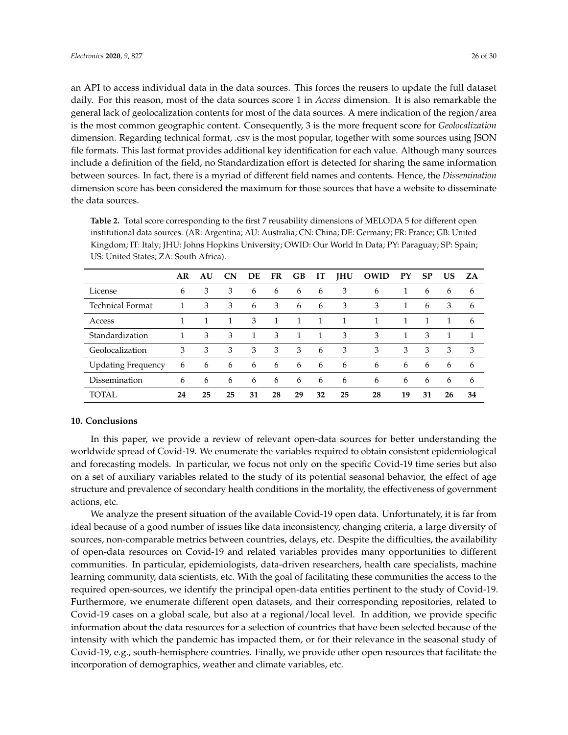an API to access individual data in the data sources. This forces the reusers to update the full dataset daily. For this reason, most of the data sources score 1 in *Access* dimension. It is also remarkable the general lack of geolocalization contents for most of the data sources. A mere indication of the region/area is the most common geographic content. Consequently, 3 is the more frequent score for *Geolocalization* dimension. Regarding technical format, .csv is the most popular, together with some sources using JSON file formats. This last format provides additional key identification for each value. Although many sources include a definition of the field, no Standardization effort is detected for sharing the same information between sources. In fact, there is a myriad of different field names and contents. Hence, the *Dissemination* dimension score has been considered the maximum for those sources that have a website to disseminate the data sources.

**Table 2.** Total score corresponding to the first 7 reusability dimensions of MELODA 5 for different open institutional data sources. (AR: Argentina; AU: Australia; CN: China; DE: Germany; FR: France; GB: United Kingdom; IT: Italy; JHU: Johns Hopkins University; OWID: Our World In Data; PY: Paraguay; SP: Spain; US: United States; ZA: South Africa).

| | AR | AU | CN | DE | FR | GB | IT | JHU | OWID | PY | SP | US | ZA |
|---|---|---|---|---|---|---|---|---|---|---|---|---|---|
| License | 6 | 3 | 3 | 6 | 6 | 6 | 6 | 3 | 6 | 1 | 6 | 6 | 6 |
| Technical Format | 1 | 3 | 3 | 6 | 3 | 6 | 6 | 3 | 3 | 1 | 6 | 3 | 6 |
| Access | 1 | 1 | 1 | 3 | 1 | 1 | 1 | 1 | 1 | 1 | 1 | 1 | 6 |
| Standardization | 1 | 3 | 3 | 1 | 3 | 1 | 1 | 3 | 3 | 1 | 3 | 1 | 1 |
| Geolocalization | 3 | 3 | 3 | 3 | 3 | 3 | 6 | 3 | 3 | 3 | 3 | 3 | 3 |
| Updating Frequency | 6 | 6 | 6 | 6 | 6 | 6 | 6 | 6 | 6 | 6 | 6 | 6 | 6 |
| Dissemination | 6 | 6 | 6 | 6 | 6 | 6 | 6 | 6 | 6 | 6 | 6 | 6 | 6 |
| TOTAL | **24** | **25** | **25** | **31** | **28** | **29** | **32** | **25** | **28** | **19** | **31** | **26** | **34** |

## 10. Conclusions

In this paper, we provide a review of relevant open-data sources for better understanding the worldwide spread of Covid-19. We enumerate the variables required to obtain consistent epidemiological and forecasting models. In particular, we focus not only on the specific Covid-19 time series but also on a set of auxiliary variables related to the study of its potential seasonal behavior, the effect of age structure and prevalence of secondary health conditions in the mortality, the effectiveness of government actions, etc.

We analyze the present situation of the available Covid-19 open data. Unfortunately, it is far from ideal because of a good number of issues like data inconsistency, changing criteria, a large diversity of sources, non-comparable metrics between countries, delays, etc. Despite the difficulties, the availability of open-data resources on Covid-19 and related variables provides many opportunities to different communities. In particular, epidemiologists, data-driven researchers, health care specialists, machine learning community, data scientists, etc. With the goal of facilitating these communities the access to the required open-sources, we identify the principal open-data entities pertinent to the study of Covid-19. Furthermore, we enumerate different open datasets, and their corresponding repositories, related to Covid-19 cases on a global scale, but also at a regional/local level. In addition, we provide specific information about the data resources for a selection of countries that have been selected because of the intensity with which the pandemic has impacted them, or for their relevance in the seasonal study of Covid-19, e.g., south-hemisphere countries. Finally, we provide other open resources that facilitate the incorporation of demographics, weather and climate variables, etc.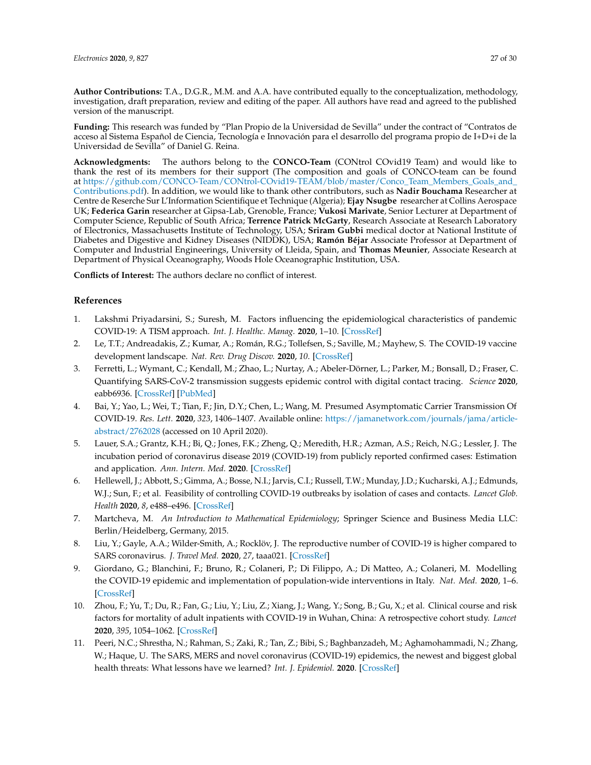**Author Contributions:** T.A., D.G.R., M.M. and A.A. have contributed equally to the conceptualization, methodology, investigation, draft preparation, review and editing of the paper. All authors have read and agreed to the published version of the manuscript.

**Funding:** This research was funded by "Plan Propio de la Universidad de Sevilla" under the contract of "Contratos de acceso al Sistema Español de Ciencia, Tecnología e Innovación para el desarrollo del programa propio de I+D+i de la Universidad de Sevilla" of Daniel G. Reina.

**Acknowledgments:** The authors belong to the **CONCO-Team** (CONtrol COvid19 Team) and would like to thank the rest of its members for their support (The composition and goals of CONCO-team can be found at https://github.com/CONCO-Team/CONtrol-COvid19-TEAM/blob/master/Conco_Team_Members_Goals_and_Contributions.pdf). In addition, we would like to thank other contributors, such as **Nadir Bouchama** Researcher at Centre de Reserche Sur L'Information Scientifique et Technique (Algeria); **Ejay Nsugbe** researcher at Collins Aerospace UK; **Federica Garin** researcher at Gipsa-Lab, Grenoble, France; **Vukosi Marivate**, Senior Lecturer at Department of Computer Science, Republic of South Africa; **Terrence Patrick McGarty**, Research Associate at Research Laboratory of Electronics, Massachusetts Institute of Technology, USA; **Sriram Gubbi** medical doctor at National Institute of Diabetes and Digestive and Kidney Diseases (NIDDK), USA; **Ramón Béjar** Associate Professor at Department of Computer and Industrial Engineerings, University of Lleida, Spain, and **Thomas Meunier**, Associate Research at Department of Physical Oceanography, Woods Hole Oceanographic Institution, USA.

**Conflicts of Interest:** The authors declare no conflict of interest.

## References

1. Lakshmi Priyadarsini, S.; Suresh, M. Factors influencing the epidemiological characteristics of pandemic COVID-19: A TISM approach. *Int. J. Healthc. Manag.* **2020**, 1–10. [CrossRef]
2. Le, T.T.; Andreadakis, Z.; Kumar, A.; Román, R.G.; Tollefsen, S.; Saville, M.; Mayhew, S. The COVID-19 vaccine development landscape. *Nat. Rev. Drug Discov.* **2020**, *10*. [CrossRef]
3. Ferretti, L.; Wymant, C.; Kendall, M.; Zhao, L.; Nurtay, A.; Abeler-Dörner, L.; Parker, M.; Bonsall, D.; Fraser, C. Quantifying SARS-CoV-2 transmission suggests epidemic control with digital contact tracing. *Science* **2020**, eabb6936. [CrossRef] [PubMed]
4. Bai, Y.; Yao, L.; Wei, T.; Tian, F.; Jin, D.Y.; Chen, L.; Wang, M. Presumed Asymptomatic Carrier Transmission Of COVID-19. *Res. Lett.* **2020**, *323*, 1406–1407. Available online: https://jamanetwork.com/journals/jama/article-abstract/2762028 (accessed on 10 April 2020).
5. Lauer, S.A.; Grantz, K.H.; Bi, Q.; Jones, F.K.; Zheng, Q.; Meredith, H.R.; Azman, A.S.; Reich, N.G.; Lessler, J. The incubation period of coronavirus disease 2019 (COVID-19) from publicly reported confirmed cases: Estimation and application. *Ann. Intern. Med.* **2020**. [CrossRef]
6. Hellewell, J.; Abbott, S.; Gimma, A.; Bosse, N.I.; Jarvis, C.I.; Russell, T.W.; Munday, J.D.; Kucharski, A.J.; Edmunds, W.J.; Sun, F.; et al. Feasibility of controlling COVID-19 outbreaks by isolation of cases and contacts. *Lancet Glob. Health* **2020**, *8*, e488–e496. [CrossRef]
7. Martcheva, M. *An Introduction to Mathematical Epidemiology*; Springer Science and Business Media LLC: Berlin/Heidelberg, Germany, 2015.
8. Liu, Y.; Gayle, A.A.; Wilder-Smith, A.; Rocklöv, J. The reproductive number of COVID-19 is higher compared to SARS coronavirus. *J. Travel Med.* **2020**, *27*, taaa021. [CrossRef]
9. Giordano, G.; Blanchini, F.; Bruno, R.; Colaneri, P.; Di Filippo, A.; Di Matteo, A.; Colaneri, M. Modelling the COVID-19 epidemic and implementation of population-wide interventions in Italy. *Nat. Med.* **2020**, 1–6. [CrossRef]
10. Zhou, F.; Yu, T.; Du, R.; Fan, G.; Liu, Y.; Liu, Z.; Xiang, J.; Wang, Y.; Song, B.; Gu, X.; et al. Clinical course and risk factors for mortality of adult inpatients with COVID-19 in Wuhan, China: A retrospective cohort study. *Lancet* **2020**, *395*, 1054–1062. [CrossRef]
11. Peeri, N.C.; Shrestha, N.; Rahman, S.; Zaki, R.; Tan, Z.; Bibi, S.; Baghbanzadeh, M.; Aghamohammadi, N.; Zhang, W.; Haque, U. The SARS, MERS and novel coronavirus (COVID-19) epidemics, the newest and biggest global health threats: What lessons have we learned? *Int. J. Epidemiol.* **2020**. [CrossRef]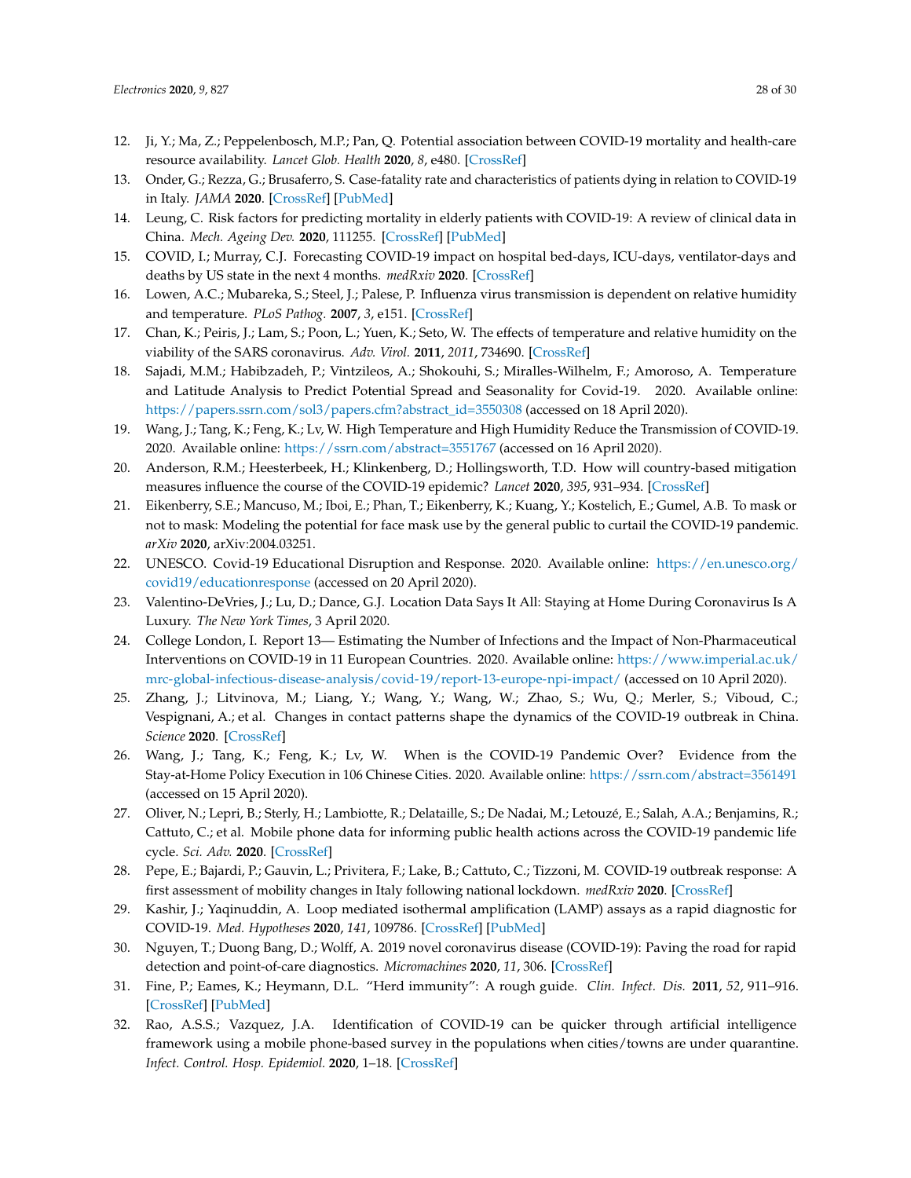12. Ji, Y.; Ma, Z.; Peppelenbosch, M.P.; Pan, Q. Potential association between COVID-19 mortality and health-care resource availability. *Lancet Glob. Health* **2020**, *8*, e480. [CrossRef]
13. Onder, G.; Rezza, G.; Brusaferro, S. Case-fatality rate and characteristics of patients dying in relation to COVID-19 in Italy. *JAMA* **2020**. [CrossRef] [PubMed]
14. Leung, C. Risk factors for predicting mortality in elderly patients with COVID-19: A review of clinical data in China. *Mech. Ageing Dev.* **2020**, 111255. [CrossRef] [PubMed]
15. COVID, I.; Murray, C.J. Forecasting COVID-19 impact on hospital bed-days, ICU-days, ventilator-days and deaths by US state in the next 4 months. *medRxiv* **2020**. [CrossRef]
16. Lowen, A.C.; Mubareka, S.; Steel, J.; Palese, P. Influenza virus transmission is dependent on relative humidity and temperature. *PLoS Pathog.* **2007**, *3*, e151. [CrossRef]
17. Chan, K.; Peiris, J.; Lam, S.; Poon, L.; Yuen, K.; Seto, W. The effects of temperature and relative humidity on the viability of the SARS coronavirus. *Adv. Virol.* **2011**, *2011*, 734690. [CrossRef]
18. Sajadi, M.M.; Habibzadeh, P.; Vintzileos, A.; Shokouhi, S.; Miralles-Wilhelm, F.; Amoroso, A. Temperature and Latitude Analysis to Predict Potential Spread and Seasonality for Covid-19. 2020. Available online: https://papers.ssrn.com/sol3/papers.cfm?abstract_id=3550308 (accessed on 18 April 2020).
19. Wang, J.; Tang, K.; Feng, K.; Lv, W. High Temperature and High Humidity Reduce the Transmission of COVID-19. 2020. Available online: https://ssrn.com/abstract=3551767 (accessed on 16 April 2020).
20. Anderson, R.M.; Heesterbeek, H.; Klinkenberg, D.; Hollingsworth, T.D. How will country-based mitigation measures influence the course of the COVID-19 epidemic? *Lancet* **2020**, *395*, 931–934. [CrossRef]
21. Eikenberry, S.E.; Mancuso, M.; Iboi, E.; Phan, T.; Eikenberry, K.; Kuang, Y.; Kostelich, E.; Gumel, A.B. To mask or not to mask: Modeling the potential for face mask use by the general public to curtail the COVID-19 pandemic. *arXiv* **2020**, arXiv:2004.03251.
22. UNESCO. Covid-19 Educational Disruption and Response. 2020. Available online: https://en.unesco.org/covid19/educationresponse (accessed on 20 April 2020).
23. Valentino-DeVries, J.; Lu, D.; Dance, G.J. Location Data Says It All: Staying at Home During Coronavirus Is A Luxury. *The New York Times*, 3 April 2020.
24. College London, I. Report 13— Estimating the Number of Infections and the Impact of Non-Pharmaceutical Interventions on COVID-19 in 11 European Countries. 2020. Available online: https://www.imperial.ac.uk/mrc-global-infectious-disease-analysis/covid-19/report-13-europe-npi-impact/ (accessed on 10 April 2020).
25. Zhang, J.; Litvinova, M.; Liang, Y.; Wang, Y.; Wang, W.; Zhao, S.; Wu, Q.; Merler, S.; Viboud, C.; Vespignani, A.; et al. Changes in contact patterns shape the dynamics of the COVID-19 outbreak in China. *Science* **2020**. [CrossRef]
26. Wang, J.; Tang, K.; Feng, K.; Lv, W. When is the COVID-19 Pandemic Over? Evidence from the Stay-at-Home Policy Execution in 106 Chinese Cities. 2020. Available online: https://ssrn.com/abstract=3561491 (accessed on 15 April 2020).
27. Oliver, N.; Lepri, B.; Sterly, H.; Lambiotte, R.; Delataille, S.; De Nadai, M.; Letouzé, E.; Salah, A.A.; Benjamins, R.; Cattuto, C.; et al. Mobile phone data for informing public health actions across the COVID-19 pandemic life cycle. *Sci. Adv.* **2020**. [CrossRef]
28. Pepe, E.; Bajardi, P.; Gauvin, L.; Privitera, F.; Lake, B.; Cattuto, C.; Tizzoni, M. COVID-19 outbreak response: A first assessment of mobility changes in Italy following national lockdown. *medRxiv* **2020**. [CrossRef]
29. Kashir, J.; Yaqinuddin, A. Loop mediated isothermal amplification (LAMP) assays as a rapid diagnostic for COVID-19. *Med. Hypotheses* **2020**, *141*, 109786. [CrossRef] [PubMed]
30. Nguyen, T.; Duong Bang, D.; Wolff, A. 2019 novel coronavirus disease (COVID-19): Paving the road for rapid detection and point-of-care diagnostics. *Micromachines* **2020**, *11*, 306. [CrossRef]
31. Fine, P.; Eames, K.; Heymann, D.L. "Herd immunity": A rough guide. *Clin. Infect. Dis.* **2011**, *52*, 911–916. [CrossRef] [PubMed]
32. Rao, A.S.S.; Vazquez, J.A. Identification of COVID-19 can be quicker through artificial intelligence framework using a mobile phone-based survey in the populations when cities/towns are under quarantine. *Infect. Control. Hosp. Epidemiol.* **2020**, 1–18. [CrossRef]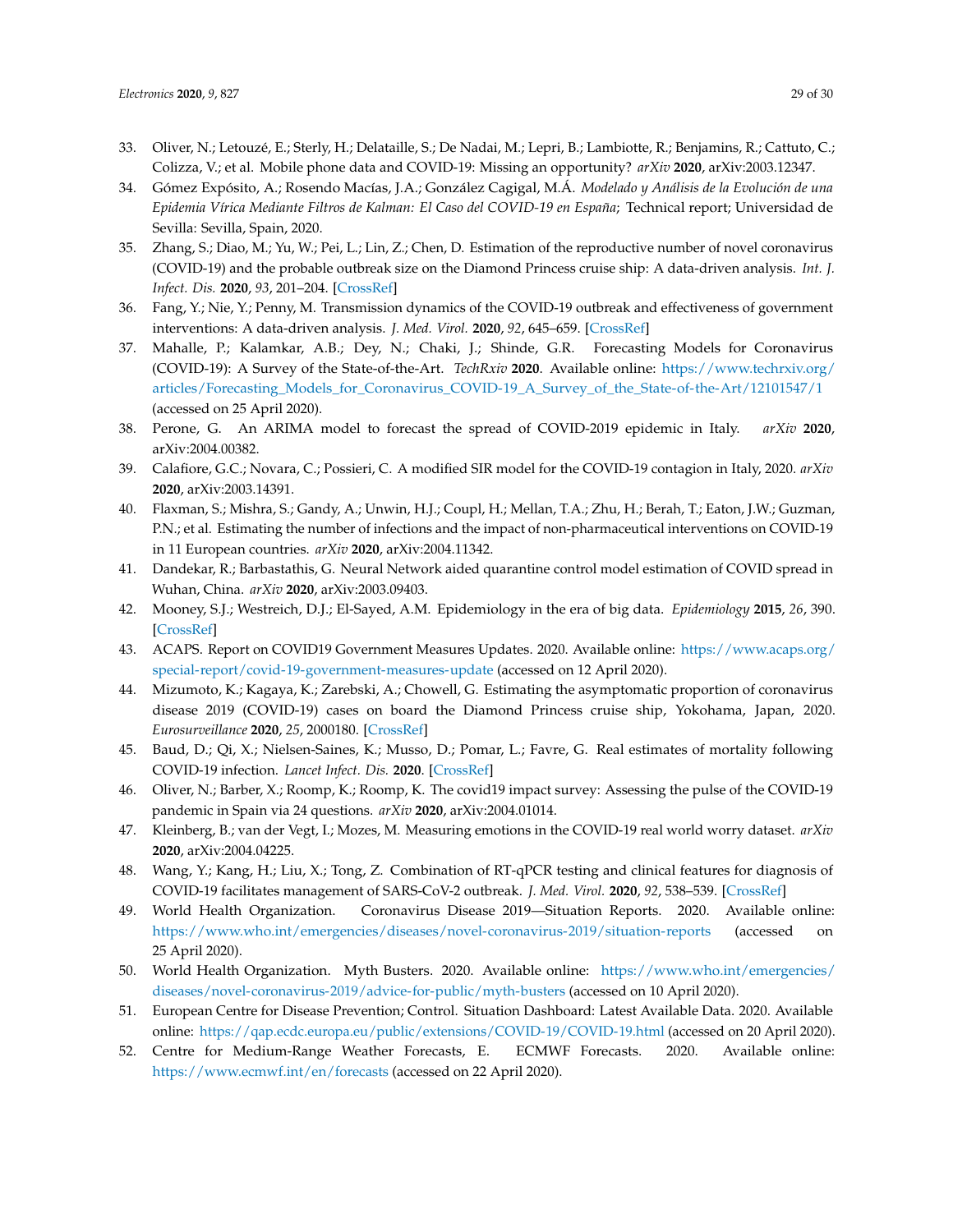33. Oliver, N.; Letouzé, E.; Sterly, H.; Delataille, S.; De Nadai, M.; Lepri, B.; Lambiotte, R.; Benjamins, R.; Cattuto, C.; Colizza, V.; et al. Mobile phone data and COVID-19: Missing an opportunity? *arXiv* **2020**, arXiv:2003.12347.
34. Gómez Expósito, A.; Rosendo Macías, J.A.; González Cagigal, M.Á. *Modelado y Análisis de la Evolución de una Epidemia Vírica Mediante Filtros de Kalman: El Caso del COVID-19 en España*; Technical report; Universidad de Sevilla: Sevilla, Spain, 2020.
35. Zhang, S.; Diao, M.; Yu, W.; Pei, L.; Lin, Z.; Chen, D. Estimation of the reproductive number of novel coronavirus (COVID-19) and the probable outbreak size on the Diamond Princess cruise ship: A data-driven analysis. *Int. J. Infect. Dis.* **2020**, *93*, 201–204. [CrossRef]
36. Fang, Y.; Nie, Y.; Penny, M. Transmission dynamics of the COVID-19 outbreak and effectiveness of government interventions: A data-driven analysis. *J. Med. Virol.* **2020**, *92*, 645–659. [CrossRef]
37. Mahalle, P.; Kalamkar, A.B.; Dey, N.; Chaki, J.; Shinde, G.R. Forecasting Models for Coronavirus (COVID-19): A Survey of the State-of-the-Art. *TechRxiv* **2020**. Available online: https://www.techrxiv.org/articles/Forecasting_Models_for_Coronavirus_COVID-19_A_Survey_of_the_State-of-the-Art/12101547/1 (accessed on 25 April 2020).
38. Perone, G. An ARIMA model to forecast the spread of COVID-2019 epidemic in Italy. *arXiv* **2020**, arXiv:2004.00382.
39. Calafiore, G.C.; Novara, C.; Possieri, C. A modified SIR model for the COVID-19 contagion in Italy, 2020. *arXiv* **2020**, arXiv:2003.14391.
40. Flaxman, S.; Mishra, S.; Gandy, A.; Unwin, H.J.; Coupl, H.; Mellan, T.A.; Zhu, H.; Berah, T.; Eaton, J.W.; Guzman, P.N.; et al. Estimating the number of infections and the impact of non-pharmaceutical interventions on COVID-19 in 11 European countries. *arXiv* **2020**, arXiv:2004.11342.
41. Dandekar, R.; Barbastathis, G. Neural Network aided quarantine control model estimation of COVID spread in Wuhan, China. *arXiv* **2020**, arXiv:2003.09403.
42. Mooney, S.J.; Westreich, D.J.; El-Sayed, A.M. Epidemiology in the era of big data. *Epidemiology* **2015**, *26*, 390. [CrossRef]
43. ACAPS. Report on COVID19 Government Measures Updates. 2020. Available online: https://www.acaps.org/special-report/covid-19-government-measures-update (accessed on 12 April 2020).
44. Mizumoto, K.; Kagaya, K.; Zarebski, A.; Chowell, G. Estimating the asymptomatic proportion of coronavirus disease 2019 (COVID-19) cases on board the Diamond Princess cruise ship, Yokohama, Japan, 2020. *Eurosurveillance* **2020**, *25*, 2000180. [CrossRef]
45. Baud, D.; Qi, X.; Nielsen-Saines, K.; Musso, D.; Pomar, L.; Favre, G. Real estimates of mortality following COVID-19 infection. *Lancet Infect. Dis.* **2020**. [CrossRef]
46. Oliver, N.; Barber, X.; Roomp, K.; Roomp, K. The covid19 impact survey: Assessing the pulse of the COVID-19 pandemic in Spain via 24 questions. *arXiv* **2020**, arXiv:2004.01014.
47. Kleinberg, B.; van der Vegt, I.; Mozes, M. Measuring emotions in the COVID-19 real world worry dataset. *arXiv* **2020**, arXiv:2004.04225.
48. Wang, Y.; Kang, H.; Liu, X.; Tong, Z. Combination of RT-qPCR testing and clinical features for diagnosis of COVID-19 facilitates management of SARS-CoV-2 outbreak. *J. Med. Virol.* **2020**, *92*, 538–539. [CrossRef]
49. World Health Organization. Coronavirus Disease 2019—Situation Reports. 2020. Available online: https://www.who.int/emergencies/diseases/novel-coronavirus-2019/situation-reports (accessed on 25 April 2020).
50. World Health Organization. Myth Busters. 2020. Available online: https://www.who.int/emergencies/diseases/novel-coronavirus-2019/advice-for-public/myth-busters (accessed on 10 April 2020).
51. European Centre for Disease Prevention; Control. Situation Dashboard: Latest Available Data. 2020. Available online: https://qap.ecdc.europa.eu/public/extensions/COVID-19/COVID-19.html (accessed on 20 April 2020).
52. Centre for Medium-Range Weather Forecasts, E. ECMWF Forecasts. 2020. Available online: https://www.ecmwf.int/en/forecasts (accessed on 22 April 2020).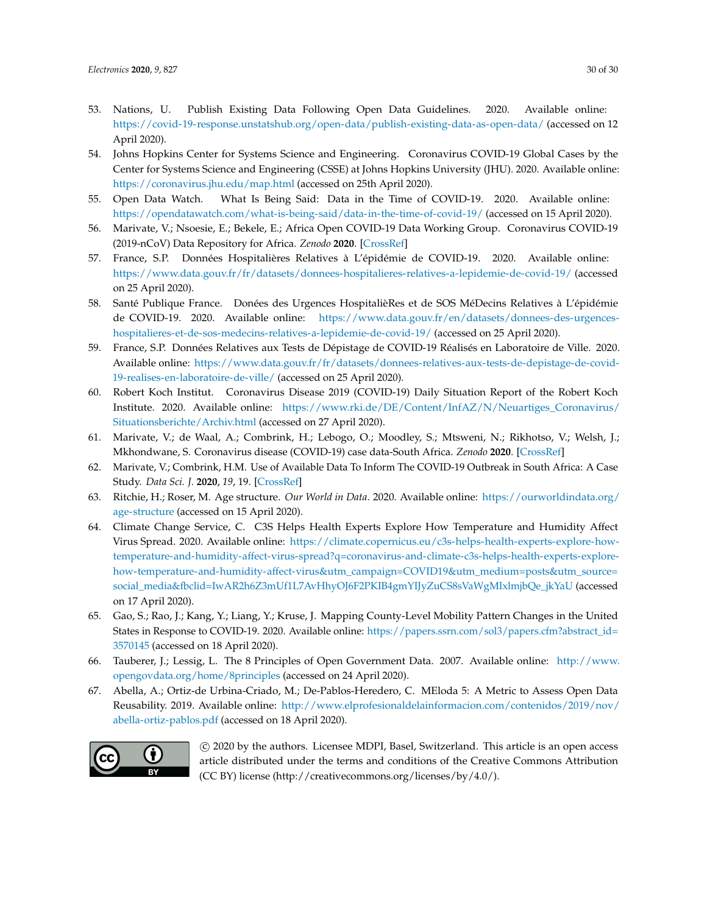53. Nations, U. Publish Existing Data Following Open Data Guidelines. 2020. Available online: https://covid-19-response.unstatshub.org/open-data/publish-existing-data-as-open-data/ (accessed on 12 April 2020).
54. Johns Hopkins Center for Systems Science and Engineering. Coronavirus COVID-19 Global Cases by the Center for Systems Science and Engineering (CSSE) at Johns Hopkins University (JHU). 2020. Available online: https://coronavirus.jhu.edu/map.html (accessed on 25th April 2020).
55. Open Data Watch. What Is Being Said: Data in the Time of COVID-19. 2020. Available online: https://opendatawatch.com/what-is-being-said/data-in-the-time-of-covid-19/ (accessed on 15 April 2020).
56. Marivate, V.; Nsoesie, E.; Bekele, E.; Africa Open COVID-19 Data Working Group. Coronavirus COVID-19 (2019-nCoV) Data Repository for Africa. *Zenodo* **2020**. [CrossRef]
57. France, S.P. Données Hospitalières Relatives à L'épidémie de COVID-19. 2020. Available online: https://www.data.gouv.fr/fr/datasets/donnees-hospitalieres-relatives-a-lepidemie-de-covid-19/ (accessed on 25 April 2020).
58. Santé Publique France. Donées des Urgences HospitalièRes et de SOS MéDecins Relatives à L'épidémie de COVID-19. 2020. Available online: https://www.data.gouv.fr/en/datasets/donnees-des-urgences-hospitalieres-et-de-sos-medecins-relatives-a-lepidemie-de-covid-19/ (accessed on 25 April 2020).
59. France, S.P. Données Relatives aux Tests de Dépistage de COVID-19 Réalisés en Laboratoire de Ville. 2020. Available online: https://www.data.gouv.fr/fr/datasets/donnees-relatives-aux-tests-de-depistage-de-covid-19-realises-en-laboratoire-de-ville/ (accessed on 25 April 2020).
60. Robert Koch Institut. Coronavirus Disease 2019 (COVID-19) Daily Situation Report of the Robert Koch Institute. 2020. Available online: https://www.rki.de/DE/Content/InfAZ/N/Neuartiges_Coronavirus/Situationsberichte/Archiv.html (accessed on 27 April 2020).
61. Marivate, V.; de Waal, A.; Combrink, H.; Lebogo, O.; Moodley, S.; Mtsweni, N.; Rikhotso, V.; Welsh, J.; Mkhondwane, S. Coronavirus disease (COVID-19) case data-South Africa. *Zenodo* **2020**. [CrossRef]
62. Marivate, V.; Combrink, H.M. Use of Available Data To Inform The COVID-19 Outbreak in South Africa: A Case Study. *Data Sci. J.* **2020**, *19*, 19. [CrossRef]
63. Ritchie, H.; Roser, M. Age structure. *Our World in Data*. 2020. Available online: https://ourworldindata.org/age-structure (accessed on 15 April 2020).
64. Climate Change Service, C. C3S Helps Health Experts Explore How Temperature and Humidity Affect Virus Spread. 2020. Available online: https://climate.copernicus.eu/c3s-helps-health-experts-explore-how-temperature-and-humidity-affect-virus-spread?q=coronavirus-and-climate-c3s-helps-health-experts-explore-how-temperature-and-humidity-affect-virus&utm_campaign=COVID19&utm_medium=posts&utm_source=social_media&fbclid=IwAR2h6Z3mUf1L7AvHhyOJ6F2PKIB4gmYIJyZuCS8sVaWgMIxlmjbQe_jkYaU (accessed on 17 April 2020).
65. Gao, S.; Rao, J.; Kang, Y.; Liang, Y.; Kruse, J. Mapping County-Level Mobility Pattern Changes in the United States in Response to COVID-19. 2020. Available online: https://papers.ssrn.com/sol3/papers.cfm?abstract_id=3570145 (accessed on 18 April 2020).
66. Tauberer, J.; Lessig, L. The 8 Principles of Open Government Data. 2007. Available online: http://www.opengovdata.org/home/8principles (accessed on 24 April 2020).
67. Abella, A.; Ortiz-de Urbina-Criado, M.; De-Pablos-Heredero, C. MEloda 5: A Metric to Assess Open Data Reusability. 2019. Available online: http://www.elprofesionaldelainformacion.com/contenidos/2019/nov/abella-ortiz-pablos.pdf (accessed on 18 April 2020).

© 2020 by the authors. Licensee MDPI, Basel, Switzerland. This article is an open access article distributed under the terms and conditions of the Creative Commons Attribution (CC BY) license (http://creativecommons.org/licenses/by/4.0/).